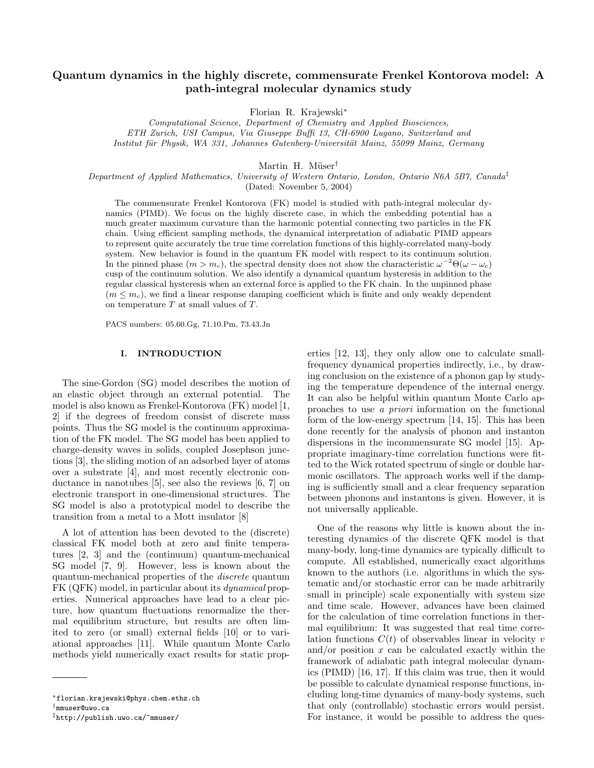# Quantum dynamics in the highly discrete, commensurate Frenkel Kontorova model: A path-integral molecular dynamics study

Florian R. Krajewski*

*Computational Science, Department of Chemistry and Applied Biosciences, ETH Zurich, USI Campus, Via Giuseppe Buffi 13, CH-6900 Lugano, Switzerland and Institut für Physik, WA 331, Johannes Gutenberg-Universität Mainz, 55099 Mainz, Germany*

Martin H. Müser†

*Department of Applied Mathematics, University of Western Ontario, London, Ontario N6A 5B7, Canada‡*

(Dated: November 5, 2004)

The commensurate Frenkel Kontorova (FK) model is studied with path-integral molecular dynamics (PIMD). We focus on the highly discrete case, in which the embedding potential has a much greater maximum curvature than the harmonic potential connecting two particles in the FK chain. Using efficient sampling methods, the dynamical interpretation of adiabatic PIMD appears to represent quite accurately the true time correlation functions of this highly-correlated many-body system. New behavior is found in the quantum FK model with respect to its continuum solution. In the pinned phase ($m > m_c$), the spectral density does not show the characteristic $\omega^{-2}\Theta(\omega - \omega_c)$ cusp of the continuum solution. We also identify a dynamical quantum hysteresis in addition to the regular classical hysteresis when an external force is applied to the FK chain. In the unpinned phase ($m \leq m_c$), we find a linear response damping coefficient which is finite and only weakly dependent on temperature $T$ at small values of $T$.

PACS numbers: 05.60.Gg, 71.10.Pm, 73.43.Jn

## I. INTRODUCTION

The sine-Gordon (SG) model describes the motion of an elastic object through an external potential. The model is also known as Frenkel-Kontorova (FK) model [1, 2] if the degrees of freedom consist of discrete mass points. Thus the SG model is the continuum approximation of the FK model. The SG model has been applied to charge-density waves in solids, coupled Josephson junctions [3], the sliding motion of an adsorbed layer of atoms over a substrate [4], and most recently electronic conductance in nanotubes [5], see also the reviews [6, 7] on electronic transport in one-dimensional structures. The SG model is also a prototypical model to describe the transition from a metal to a Mott insulator [8]

A lot of attention has been devoted to the (discrete) classical FK model both at zero and finite temperatures [2, 3] and the (continuum) quantum-mechanical SG model [7, 9]. However, less is known about the quantum-mechanical properties of the *discrete* quantum FK (QFK) model, in particular about its *dynamical* properties. Numerical approaches have lead to a clear picture, how quantum fluctuations renormalize the thermal equilibrium structure, but results are often limited to zero (or small) external fields [10] or to variational approaches [11]. While quantum Monte Carlo methods yield numerically exact results for static properties [12, 13], they only allow one to calculate small-frequency dynamical properties indirectly, i.e., by drawing conclusion on the existence of a phonon gap by studying the temperature dependence of the internal energy. It can also be helpful within quantum Monte Carlo approaches to use *a priori* information on the functional form of the low-energy spectrum [14, 15]. This has been done recently for the analysis of phonon and instanton dispersions in the incommensurate SG model [15]. Appropriate imaginary-time correlation functions were fitted to the Wick rotated spectrum of single or double harmonic oscillators. The approach works well if the damping is sufficiently small and a clear frequency separation between phonons and instantons is given. However, it is not universally applicable.

One of the reasons why little is known about the interesting dynamics of the discrete QFK model is that many-body, long-time dynamics are typically difficult to compute. All established, numerically exact algorithms known to the authors (i.e. algorithms in which the systematic and/or stochastic error can be made arbitrarily small in principle) scale exponentially with system size and time scale. However, advances have been claimed for the calculation of time correlation functions in thermal equilibrium: It was suggested that real time correlation functions $C(t)$ of observables linear in velocity $v$ and/or position $x$ can be calculated exactly within the framework of adiabatic path integral molecular dynamics (PIMD) [16, 17]. If this claim was true, then it would be possible to calculate dynamical response functions, including long-time dynamics of many-body systems, such that only (controllable) stochastic errors would persist. For instance, it would be possible to address the ques-

---

*florian.krajewski@phys.chem.ethz.ch

†mmuser@uwo.ca

‡http://publish.uwo.ca/~mmuser/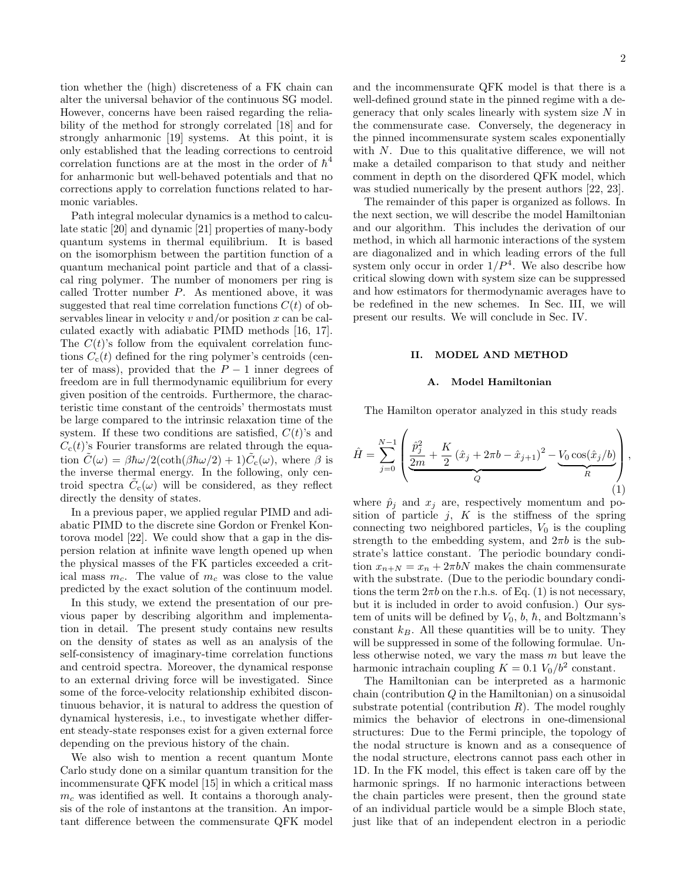tion whether the (high) discreteness of a FK chain can alter the universal behavior of the continuous SG model. However, concerns have been raised regarding the reliability of the method for strongly correlated [18] and for strongly anharmonic [19] systems. At this point, it is only established that the leading corrections to centroid correlation functions are at the most in the order of $\hbar^4$ for anharmonic but well-behaved potentials and that no corrections apply to correlation functions related to harmonic variables.

Path integral molecular dynamics is a method to calculate static [20] and dynamic [21] properties of many-body quantum systems in thermal equilibrium. It is based on the isomorphism between the partition function of a quantum mechanical point particle and that of a classical ring polymer. The number of monomers per ring is called Trotter number $P$. As mentioned above, it was suggested that real time correlation functions $C(t)$ of observables linear in velocity $v$ and/or position $x$ can be calculated exactly with adiabatic PIMD methods [16, 17]. The $C(t)$'s follow from the equivalent correlation functions $C_c(t)$ defined for the ring polymer's centroids (center of mass), provided that the $P-1$ inner degrees of freedom are in full thermodynamic equilibrium for every given position of the centroids. Furthermore, the characteristic time constant of the centroids' thermostats must be large compared to the intrinsic relaxation time of the system. If these two conditions are satisfied, $C(t)$'s and $C_c(t)$'s Fourier transforms are related through the equation $\tilde{C}(\omega) = \beta\hbar\omega/2(\coth(\beta\hbar\omega/2)+1)\tilde{C}_c(\omega)$, where $\beta$ is the inverse thermal energy. In the following, only centroid spectra $\tilde{C}_c(\omega)$ will be considered, as they reflect directly the density of states.

In a previous paper, we applied regular PIMD and adiabatic PIMD to the discrete sine Gordon or Frenkel Kontorova model [22]. We could show that a gap in the dispersion relation at infinite wave length opened up when the physical masses of the FK particles exceeded a critical mass $m_c$. The value of $m_c$ was close to the value predicted by the exact solution of the continuum model.

In this study, we extend the presentation of our previous paper by describing algorithm and implementation in detail. The present study contains new results on the density of states as well as an analysis of the self-consistency of imaginary-time correlation functions and centroid spectra. Moreover, the dynamical response to an external driving force will be investigated. Since some of the force-velocity relationship exhibited discontinuous behavior, it is natural to address the question of dynamical hysteresis, i.e., to investigate whether different steady-state responses exist for a given external force depending on the previous history of the chain.

We also wish to mention a recent quantum Monte Carlo study done on a similar quantum transition for the incommensurate QFK model [15] in which a critical mass $m_c$ was identified as well. It contains a thorough analysis of the role of instantons at the transition. An important difference between the commensurate QFK model and the incommensurate QFK model is that there is a well-defined ground state in the pinned regime with a degeneracy that only scales linearly with system size $N$ in the commensurate case. Conversely, the degeneracy in the pinned incommensurate system scales exponentially with $N$. Due to this qualitative difference, we will not make a detailed comparison to that study and neither comment in depth on the disordered QFK model, which was studied numerically by the present authors [22, 23].

The remainder of this paper is organized as follows. In the next section, we will describe the model Hamiltonian and our algorithm. This includes the derivation of our method, in which all harmonic interactions of the system are diagonalized and in which leading errors of the full system only occur in order $1/P^4$. We also describe how critical slowing down with system size can be suppressed and how estimators for thermodynamic averages have to be redefined in the new schemes. In Sec. III, we will present our results. We will conclude in Sec. IV.

## II. MODEL AND METHOD

### A. Model Hamiltonian

The Hamilton operator analyzed in this study reads

$$\hat{H} = \sum_{j=0}^{N-1}\left(\underbrace{\frac{\hat{p}_j^2}{2m} + \frac{K}{2}\left(\hat{x}_j + 2\pi b - \hat{x}_{j+1}\right)^2}_{Q} - \underbrace{V_0\cos(\hat{x}_j/b)}_{R}\right), \tag{1}$$

where $\hat{p}_j$ and $x_j$ are, respectively momentum and position of particle $j$, $K$ is the stiffness of the spring connecting two neighbored particles, $V_0$ is the coupling strength to the embedding system, and $2\pi b$ is the substrate's lattice constant. The periodic boundary condition $x_{n+N} = x_n + 2\pi bN$ makes the chain commensurate with the substrate. (Due to the periodic boundary conditions the term $2\pi b$ on the r.h.s. of Eq. (1) is not necessary, but it is included in order to avoid confusion.) Our system of units will be defined by $V_0$, $b$, $\hbar$, and Boltzmann's constant $k_B$. All these quantities will be to unity. They will be suppressed in some of the following formulae. Unless otherwise noted, we vary the mass $m$ but leave the harmonic intrachain coupling $K = 0.1\ V_0/b^2$ constant.

The Hamiltonian can be interpreted as a harmonic chain (contribution $Q$ in the Hamiltonian) on a sinusoidal substrate potential (contribution $R$). The model roughly mimics the behavior of electrons in one-dimensional structures: Due to the Fermi principle, the topology of the nodal structure is known and as a consequence of the nodal structure, electrons cannot pass each other in 1D. In the FK model, this effect is taken care off by the harmonic springs. If no harmonic interactions between the chain particles were present, then the ground state of an individual particle would be a simple Bloch state, just like that of an independent electron in a periodic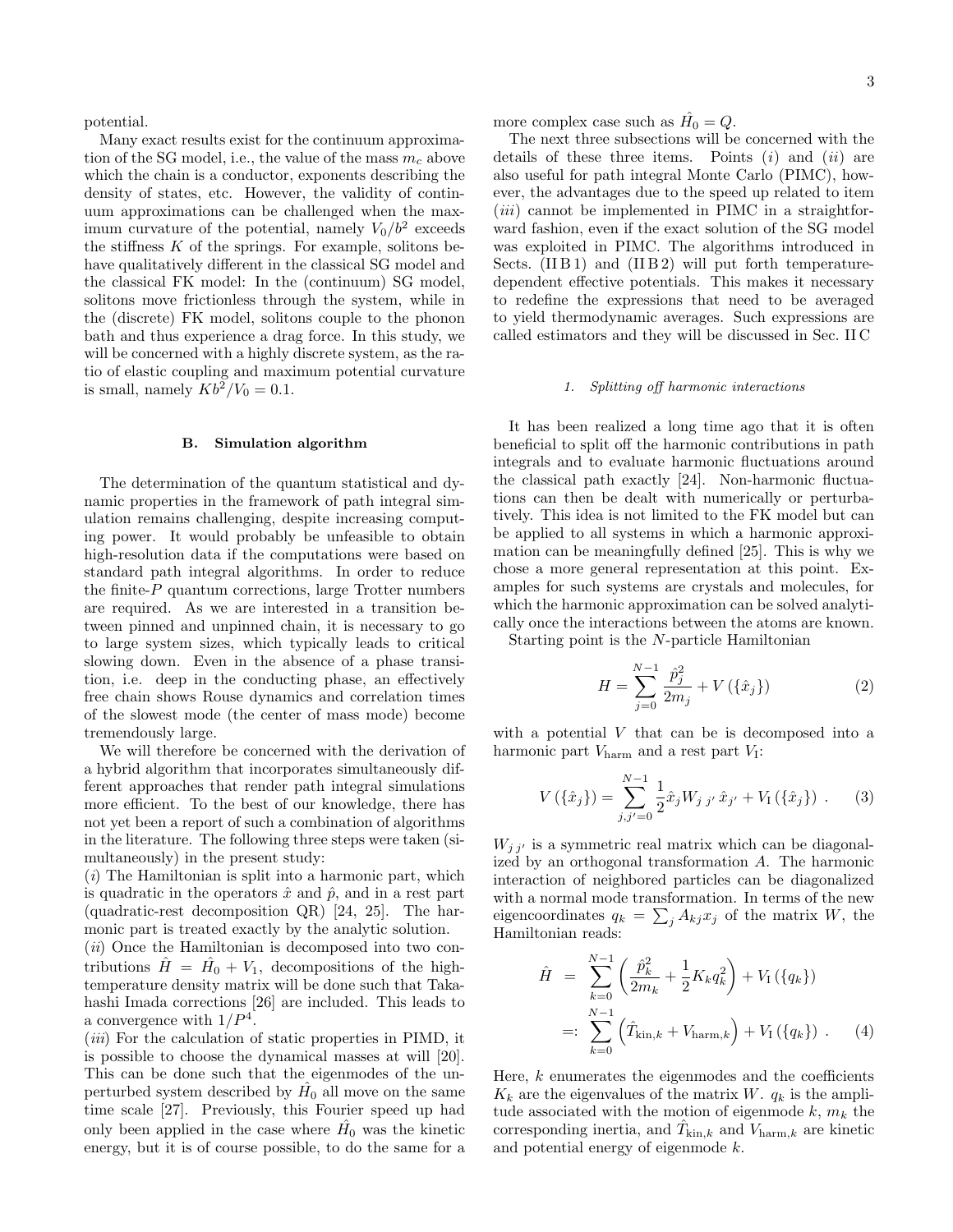potential.

Many exact results exist for the continuum approximation of the SG model, i.e., the value of the mass $m_c$ above which the chain is a conductor, exponents describing the density of states, etc. However, the validity of continuum approximations can be challenged when the maximum curvature of the potential, namely $V_0/b^2$ exceeds the stiffness $K$ of the springs. For example, solitons behave qualitatively different in the classical SG model and the classical FK model: In the (continuum) SG model, solitons move frictionless through the system, while in the (discrete) FK model, solitons couple to the phonon bath and thus experience a drag force. In this study, we will be concerned with a highly discrete system, as the ratio of elastic coupling and maximum potential curvature is small, namely $Kb^2/V_0 = 0.1$.

### B. Simulation algorithm

The determination of the quantum statistical and dynamic properties in the framework of path integral simulation remains challenging, despite increasing computing power. It would probably be unfeasible to obtain high-resolution data if the computations were based on standard path integral algorithms. In order to reduce the finite-$P$ quantum corrections, large Trotter numbers are required. As we are interested in a transition between pinned and unpinned chain, it is necessary to go to large system sizes, which typically leads to critical slowing down. Even in the absence of a phase transition, i.e. deep in the conducting phase, an effectively free chain shows Rouse dynamics and correlation times of the slowest mode (the center of mass mode) become tremendously large.

We will therefore be concerned with the derivation of a hybrid algorithm that incorporates simultaneously different approaches that render path integral simulations more efficient. To the best of our knowledge, there has not yet been a report of such a combination of algorithms in the literature. The following three steps were taken (simultaneously) in the present study:

(*i*) The Hamiltonian is split into a harmonic part, which is quadratic in the operators $\hat{x}$ and $\hat{p}$, and in a rest part (quadratic-rest decomposition QR) [24, 25]. The harmonic part is treated exactly by the analytic solution.

(*ii*) Once the Hamiltonian is decomposed into two contributions $\hat{H} = \hat{H_0} + V_1$, decompositions of the high-temperature density matrix will be done such that Takahashi Imada corrections [26] are included. This leads to a convergence with $1/P^4$.

(*iii*) For the calculation of static properties in PIMD, it is possible to choose the dynamical masses at will [20]. This can be done such that the eigenmodes of the unperturbed system described by $\hat{H}_0$ all move on the same time scale [27]. Previously, this Fourier speed up had only been applied in the case where $\hat{H}_0$ was the kinetic energy, but it is of course possible, to do the same for a more complex case such as $\hat{H}_0 = Q$.

The next three subsections will be concerned with the details of these three items. Points (*i*) and (*ii*) are also useful for path integral Monte Carlo (PIMC), however, the advantages due to the speed up related to item (*iii*) cannot be implemented in PIMC in a straightforward fashion, even if the exact solution of the SG model was exploited in PIMC. The algorithms introduced in Sects. (II B 1) and (II B 2) will put forth temperature-dependent effective potentials. This makes it necessary to redefine the expressions that need to be averaged to yield thermodynamic averages. Such expressions are called estimators and they will be discussed in Sec. II C

#### 1. Splitting off harmonic interactions

It has been realized a long time ago that it is often beneficial to split off the harmonic contributions in path integrals and to evaluate harmonic fluctuations around the classical path exactly [24]. Non-harmonic fluctuations can then be dealt with numerically or perturbatively. This idea is not limited to the FK model but can be applied to all systems in which a harmonic approximation can be meaningfully defined [25]. This is why we chose a more general representation at this point. Examples for such systems are crystals and molecules, for which the harmonic approximation can be solved analytically once the interactions between the atoms are known.

Starting point is the $N$-particle Hamiltonian

$$H = \sum_{j=0}^{N-1} \frac{\hat{p}_j^2}{2m_j} + V\left(\{\hat{x}_j\}\right) \tag{2}$$

with a potential $V$ that can be is decomposed into a harmonic part $V_{\text{harm}}$ and a rest part $V_{\text{I}}$:

$$V\left(\{\hat{x}_j\}\right) = \sum_{j,j'=0}^{N-1} \frac{1}{2} \hat{x}_j W_{j\,j'}\, \hat{x}_{j'} + V_{\text{I}}\left(\{\hat{x}_j\}\right) . \tag{3}$$

$W_{j\,j'}$ is a symmetric real matrix which can be diagonalized by an orthogonal transformation $A$. The harmonic interaction of neighbored particles can be diagonalized with a normal mode transformation. In terms of the new eigencoordinates $q_k = \sum_j A_{kj} x_j$ of the matrix $W$, the Hamiltonian reads:

$$\begin{aligned}
\hat{H} &= \sum_{k=0}^{N-1} \left( \frac{\hat{p}_k^2}{2m_k} + \frac{1}{2} K_k q_k^2 \right) + V_{\text{I}}\left(\{q_k\}\right) \\
&=: \sum_{k=0}^{N-1} \left( \hat{T}_{\text{kin},k} + V_{\text{harm},k} \right) + V_{\text{I}}\left(\{q_k\}\right) .
\end{aligned} \tag{4}$$

Here, $k$ enumerates the eigenmodes and the coefficients $K_k$ are the eigenvalues of the matrix $W$. $q_k$ is the amplitude associated with the motion of eigenmode $k$, $m_k$ the corresponding inertia, and $\hat{T}_{\text{kin},k}$ and $V_{\text{harm},k}$ are kinetic and potential energy of eigenmode $k$.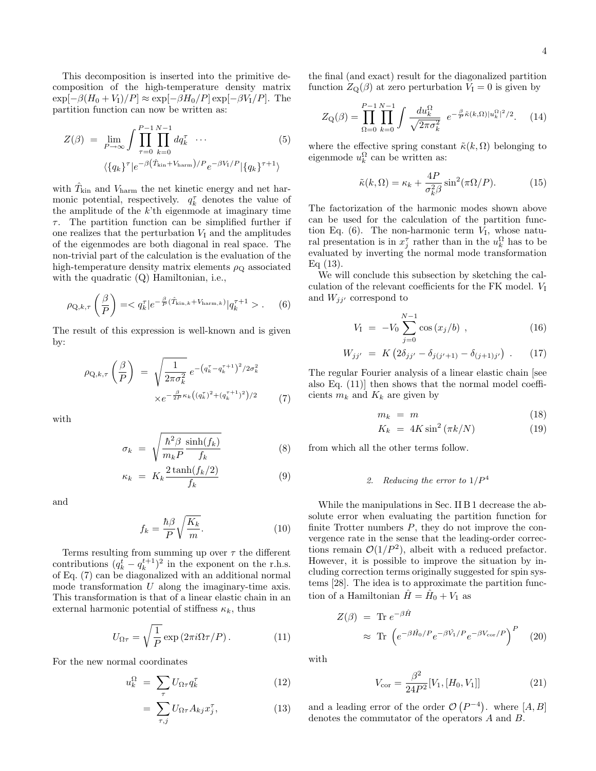This decomposition is inserted into the primitive decomposition of the high-temperature density matrix $\exp[-\beta(H_0+V_\mathrm{I})/P] \approx \exp[-\beta H_0/P]\exp[-\beta V_\mathrm{I}/P]$. The partition function can now be written as:

$$
\begin{aligned}
Z(\beta) &= \lim_{P\to\infty} \int \prod_{\tau=0}^{P-1}\prod_{k=0}^{N-1} dq_k^\tau \ \cdots \\
&\qquad \langle \{q_k\}^\tau | e^{-\beta\left(\hat{T}_\mathrm{kin}+V_\mathrm{harm}\right)/P} e^{-\beta V_\mathrm{I}/P} | \{q_k\}^{\tau+1}\rangle
\end{aligned}
\tag{5}
$$

with $\hat{T}_\mathrm{kin}$ and $V_\mathrm{harm}$ the net kinetic energy and net harmonic potential, respectively. $q_k^\tau$ denotes the value of the amplitude of the $k$'th eigenmode at imaginary time $\tau$. The partition function can be simplified further if one realizes that the perturbation $V_\mathrm{I}$ and the amplitudes of the eigenmodes are both diagonal in real space. The non-trivial part of the calculation is the evaluation of the high-temperature density matrix elements $\rho_\mathrm{Q}$ associated with the quadratic (Q) Hamiltonian, i.e.,

$$
\rho_{\mathrm{Q},k,\tau}\left(\frac{\beta}{P}\right) = < q_k^\tau | e^{-\frac{\beta}{P}(\hat{T}_{\mathrm{kin},k}+V_{\mathrm{harm},k})} | q_k^{\tau+1} > . \tag{6}
$$

The result of this expression is well-known and is given by:

$$
\begin{aligned}
\rho_{\mathrm{Q},k,\tau}\left(\frac{\beta}{P}\right) &= \sqrt{\frac{1}{2\pi\sigma_k^2}}\, e^{-\left(q_k^\tau - q_k^{\tau+1}\right)^2/2\sigma_k^2} \\
&\quad \times e^{-\frac{\beta}{2P}\kappa_k\left((q_k^\tau)^2+(q_k^{\tau+1})^2\right)/2}
\end{aligned}
\tag{7}
$$

with

$$
\sigma_k = \sqrt{\frac{\hbar^2\beta}{m_k P}\frac{\sinh(f_k)}{f_k}} \tag{8}
$$

$$
\kappa_k = K_k \frac{2\tanh(f_k/2)}{f_k} \tag{9}
$$

and

$$
f_k = \frac{\hbar\beta}{P}\sqrt{\frac{K_k}{m}}. \tag{10}
$$

Terms resulting from summing up over $\tau$ the different contributions $(q_k^t - q_k^{t+1})^2$ in the exponent on the r.h.s. of Eq. (7) can be diagonalized with an additional normal mode transformation $U$ along the imaginary-time axis. This transformation is that of a linear elastic chain in an external harmonic potential of stiffness $\kappa_k$, thus

$$
U_{\Omega\tau} = \sqrt{\frac{1}{P}}\exp\left(2\pi i\Omega\tau/P\right). \tag{11}
$$

For the new normal coordinates

$$
u_k^\Omega = \sum_\tau U_{\Omega\tau} q_k^\tau \tag{12}
$$

$$
= \sum_{\tau,j} U_{\Omega\tau} A_{kj} x_j^\tau, \tag{13}
$$

the final (and exact) result for the diagonalized partition function $Z_\mathrm{Q}(\beta)$ at zero perturbation $V_\mathrm{I}=0$ is given by

$$
Z_\mathrm{Q}(\beta) = \prod_{\Omega=0}^{P-1}\prod_{k=0}^{N-1}\int \frac{du_k^\Omega}{\sqrt{2\pi\sigma_k^2}}\ e^{-\frac{\beta}{P}\tilde{\kappa}(k,\Omega)|u_k^\Omega|^2/2}. \tag{14}
$$

where the effective spring constant $\tilde{\kappa}(k,\Omega)$ belonging to eigenmode $u_k^\Omega$ can be written as:

$$
\tilde{\kappa}(k,\Omega) = \kappa_k + \frac{4P}{\sigma_k^2\beta}\sin^2(\pi\Omega/P). \tag{15}
$$

The factorization of the harmonic modes shown above can be used for the calculation of the partition function Eq. (6). The non-harmonic term $V_\mathrm{I}$, whose natural presentation is in $x_j^\tau$ rather than in the $u_k^\Omega$ has to be evaluated by inverting the normal mode transformation Eq (13).

We will conclude this subsection by sketching the calculation of the relevant coefficients for the FK model. $V_\mathrm{I}$ and $W_{jj'}$ correspond to

$$
V_\mathrm{I} = -V_0\sum_{j=0}^{N-1}\cos\left(x_j/b\right)\,, \tag{16}
$$

$$
W_{jj'} = K\left(2\delta_{jj'} - \delta_{j(j'+1)} - \delta_{(j+1)j'}\right)\,. \tag{17}
$$

The regular Fourier analysis of a linear elastic chain [see also Eq. (11)] then shows that the normal model coefficients $m_k$ and $K_k$ are given by

$$
m_k = m \tag{18}
$$

$$
K_k = 4K\sin^2\left(\pi k/N\right) \tag{19}
$$

from which all the other terms follow.

### 2. Reducing the error to $1/P^4$

While the manipulations in Sec. II B 1 decrease the absolute error when evaluating the partition function for finite Trotter numbers $P$, they do not improve the convergence rate in the sense that the leading-order corrections remain $\mathcal{O}(1/P^2)$, albeit with a reduced prefactor. However, it is possible to improve the situation by including correction terms originally suggested for spin systems [28]. The idea is to approximate the partition function of a Hamiltonian $\hat{H} = \hat{H}_0 + V_1$ as

$$
\begin{aligned}
Z(\beta) &= \mathrm{Tr}\ e^{-\beta\hat{H}} \\
&\approx \mathrm{Tr}\ \left(e^{-\beta\hat{H}_0/P}e^{-\beta\hat{V}_1/P}e^{-\beta V_\mathrm{cor}/P}\right)^P
\end{aligned}
\tag{20}
$$

with

$$
V_\mathrm{cor} = \frac{\beta^2}{24P^2}[V_1,[H_0,V_1]] \tag{21}
$$

and a leading error of the order $\mathcal{O}\left(P^{-4}\right)$. where $[A,B]$ denotes the commutator of the operators $A$ and $B$.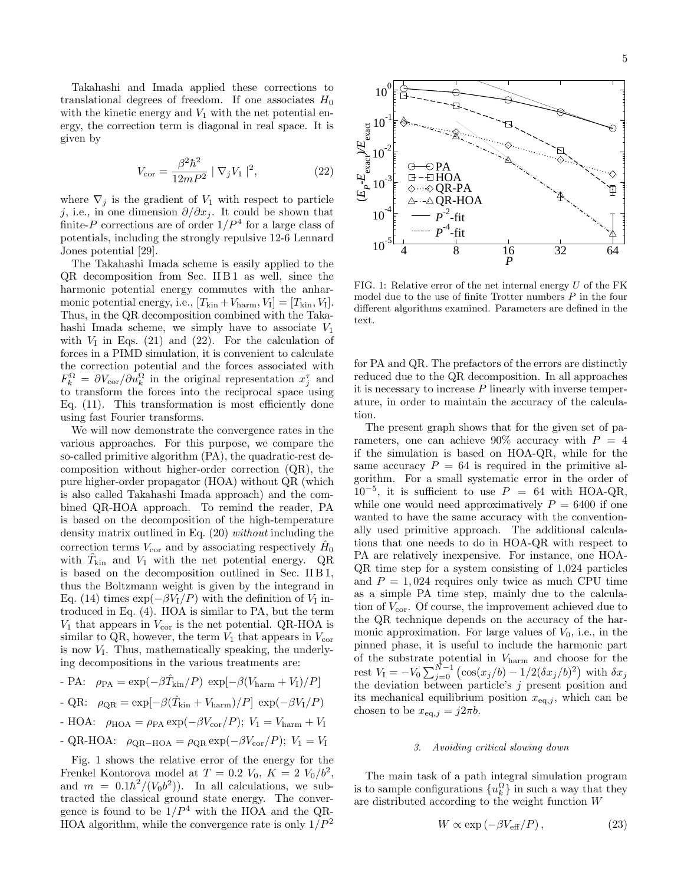Takahashi and Imada applied these corrections to translational degrees of freedom. If one associates $H_0$ with the kinetic energy and $V_1$ with the net potential energy, the correction term is diagonal in real space. It is given by

$$V_{\rm cor} = \frac{\beta^2 \hbar^2}{12 m P^2} \mid \nabla_j V_1 \mid^2, \tag{22}$$

where $\nabla_j$ is the gradient of $V_1$ with respect to particle $j$, i.e., in one dimension $\partial/\partial x_j$. It could be shown that finite-$P$ corrections are of order $1/P^4$ for a large class of potentials, including the strongly repulsive 12-6 Lennard Jones potential [29].

The Takahashi Imada scheme is easily applied to the QR decomposition from Sec. II B 1 as well, since the harmonic potential energy commutes with the anharmonic potential energy, i.e., $[T_{\rm kin} + V_{\rm harm}, V_{\rm I}] = [T_{\rm kin}, V_{\rm I}]$. Thus, in the QR decomposition combined with the Takahashi Imada scheme, we simply have to associate $V_1$ with $V_{\rm I}$ in Eqs. (21) and (22). For the calculation of forces in a PIMD simulation, it is convenient to calculate the correction potential and the forces associated with $F_k^\Omega = \partial V_{\rm cor}/\partial u_k^\Omega$ in the original representation $x_j^\tau$ and to transform the forces into the reciprocal space using Eq. (11). This transformation is most efficiently done using fast Fourier transforms.

We will now demonstrate the convergence rates in the various approaches. For this purpose, we compare the so-called primitive algorithm (PA), the quadratic-rest decomposition without higher-order correction (QR), the pure higher-order propagator (HOA) without QR (which is also called Takahashi Imada approach) and the combined QR-HOA approach. To remind the reader, PA is based on the decomposition of the high-temperature density matrix outlined in Eq. (20) *without* including the correction terms $V_{\rm cor}$ and by associating respectively $\hat{H}_0$ with $\hat{T}_{\rm kin}$ and $V_1$ with the net potential energy. QR is based on the decomposition outlined in Sec. II B 1, thus the Boltzmann weight is given by the integrand in Eq. (14) times $\exp(-\beta V_{\rm I}/P)$ with the definition of $V_{\rm I}$ introduced in Eq. (4). HOA is similar to PA, but the term $V_1$ that appears in $V_{\rm cor}$ is the net potential. QR-HOA is similar to QR, however, the term $V_1$ that appears in $V_{\rm cor}$ is now $V_{\rm I}$. Thus, mathematically speaking, the underlying decompositions in the various treatments are:

- PA: $\rho_{\rm PA} = \exp(-\beta \hat{T}_{\rm kin}/P)\ \exp[-\beta(V_{\rm harm} + V_{\rm I})/P]$
- QR: $\rho_{\rm QR} = \exp[-\beta(\hat{T}_{\rm kin} + V_{\rm harm})/P]\ \exp(-\beta V_{\rm I}/P)$
- HOA: $\rho_{\rm HOA} = \rho_{\rm PA} \exp(-\beta V_{\rm cor}/P);\ V_1 = V_{\rm harm} + V_{\rm I}$
- QR-HOA: $\rho_{\rm QR-HOA} = \rho_{\rm QR} \exp(-\beta V_{\rm cor}/P);\ V_1 = V_{\rm I}$

Fig. 1 shows the relative error of the energy for the Frenkel Kontorova model at $T = 0.2\ V_0$, $K = 2\ V_0/b^2$, and $m = 0.1\hbar^2/(V_0 b^2))$. In all calculations, we subtracted the classical ground state energy. The convergence is found to be $1/P^4$ with the HOA and the QR-HOA algorithm, while the convergence rate is only $1/P^2$ for PA and QR. The prefactors of the errors are distinctly reduced due to the QR decomposition. In all approaches it is necessary to increase $P$ linearly with inverse temperature, in order to maintain the accuracy of the calculation.

FIG. 1: Relative error of the net internal energy $U$ of the FK model due to the use of finite Trotter numbers $P$ in the four different algorithms examined. Parameters are defined in the text.

The present graph shows that for the given set of parameters, one can achieve 90% accuracy with $P = 4$ if the simulation is based on HOA-QR, while for the same accuracy $P = 64$ is required in the primitive algorithm. For a small systematic error in the order of $10^{-5}$, it is sufficient to use $P = 64$ with HOA-QR, while one would need approximatively $P = 6400$ if one wanted to have the same accuracy with the conventionally used primitive approach. The additional calculations that one needs to do in HOA-QR with respect to PA are relatively inexpensive. For instance, one HOA-QR time step for a system consisting of 1,024 particles and $P = 1,024$ requires only twice as much CPU time as a simple PA time step, mainly due to the calculation of $V_{\rm cor}$. Of course, the improvement achieved due to the QR technique depends on the accuracy of the harmonic approximation. For large values of $V_0$, i.e., in the pinned phase, it is useful to include the harmonic part of the substrate potential in $V_{\rm harm}$ and choose for the rest $V_{\rm I} = -V_0 \sum_{j=0}^{N-1} \left(\cos(x_j/b) - 1/2(\delta x_j/b)^2\right)$ with $\delta x_j$ the deviation between particle's $j$ present position and its mechanical equilibrium position $x_{{\rm eq},j}$, which can be chosen to be $x_{{\rm eq},j} = j 2\pi b$.

### *3. Avoiding critical slowing down*

The main task of a path integral simulation program is to sample configurations $\{u_k^\Omega\}$ in such a way that they are distributed according to the weight function $W$

$$W \propto \exp\left(-\beta V_{\rm eff}/P\right), \tag{23}$$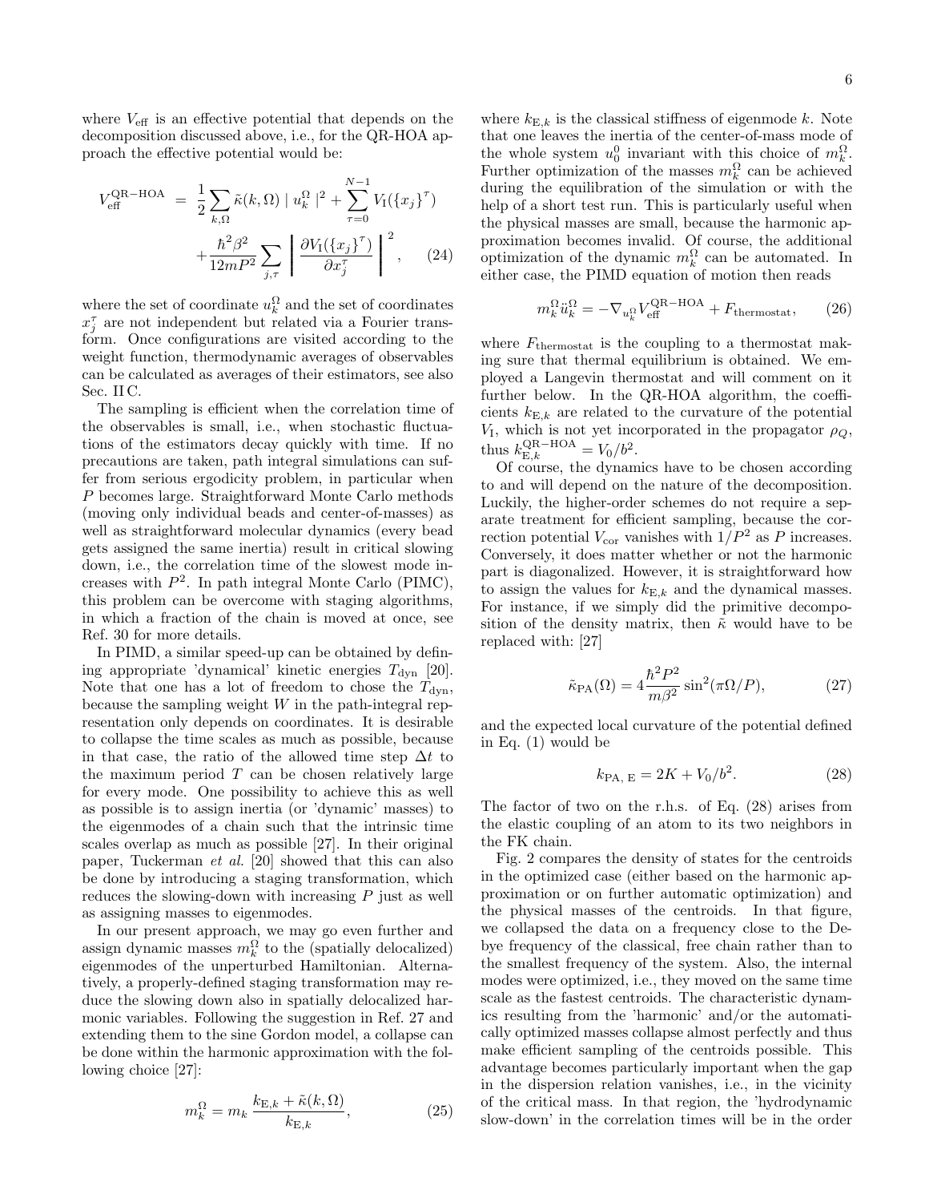where $V_{\rm eff}$ is an effective potential that depends on the decomposition discussed above, i.e., for the QR-HOA approach the effective potential would be:

$$V_{\rm eff}^{\rm QR-HOA} = \frac{1}{2}\sum_{k,\Omega}\tilde{\kappa}(k,\Omega)\mid u_k^{\Omega}\mid^2 + \sum_{\tau=0}^{N-1} V_{\rm I}(\{x_j\}^{\tau}) + \frac{\hbar^2\beta^2}{12mP^2}\sum_{j,\tau}\left|\frac{\partial V_{\rm I}(\{x_j\}^{\tau})}{\partial x_j^{\tau}}\right|^2, \quad (24)$$

where the set of coordinate $u_k^{\Omega}$ and the set of coordinates $x_j^{\tau}$ are not independent but related via a Fourier transform. Once configurations are visited according to the weight function, thermodynamic averages of observables can be calculated as averages of their estimators, see also Sec. II C.

The sampling is efficient when the correlation time of the observables is small, i.e., when stochastic fluctuations of the estimators decay quickly with time. If no precautions are taken, path integral simulations can suffer from serious ergodicity problem, in particular when $P$ becomes large. Straightforward Monte Carlo methods (moving only individual beads and center-of-masses) as well as straightforward molecular dynamics (every bead gets assigned the same inertia) result in critical slowing down, i.e., the correlation time of the slowest mode increases with $P^2$. In path integral Monte Carlo (PIMC), this problem can be overcome with staging algorithms, in which a fraction of the chain is moved at once, see Ref. 30 for more details.

In PIMD, a similar speed-up can be obtained by defining appropriate 'dynamical' kinetic energies $T_{\rm dyn}$ [20]. Note that one has a lot of freedom to chose the $T_{\rm dyn}$, because the sampling weight $W$ in the path-integral representation only depends on coordinates. It is desirable to collapse the time scales as much as possible, because in that case, the ratio of the allowed time step $\Delta t$ to the maximum period $T$ can be chosen relatively large for every mode. One possibility to achieve this as well as possible is to assign inertia (or 'dynamic' masses) to the eigenmodes of a chain such that the intrinsic time scales overlap as much as possible [27]. In their original paper, Tuckerman *et al.* [20] showed that this can also be done by introducing a staging transformation, which reduces the slowing-down with increasing $P$ just as well as assigning masses to eigenmodes.

In our present approach, we may go even further and assign dynamic masses $m_k^{\Omega}$ to the (spatially delocalized) eigenmodes of the unperturbed Hamiltonian. Alternatively, a properly-defined staging transformation may reduce the slowing down also in spatially delocalized harmonic variables. Following the suggestion in Ref. 27 and extending them to the sine Gordon model, a collapse can be done within the harmonic approximation with the following choice [27]:

$$m_k^{\Omega} = m_k\,\frac{k_{{\rm E},k}+\tilde{\kappa}(k,\Omega)}{k_{{\rm E},k}}, \quad (25)$$

where $k_{{\rm E},k}$ is the classical stiffness of eigenmode $k$. Note that one leaves the inertia of the center-of-mass mode of the whole system $u_0^0$ invariant with this choice of $m_k^{\Omega}$. Further optimization of the masses $m_k^{\Omega}$ can be achieved during the equilibration of the simulation or with the help of a short test run. This is particularly useful when the physical masses are small, because the harmonic approximation becomes invalid. Of course, the additional optimization of the dynamic $m_k^{\Omega}$ can be automated. In either case, the PIMD equation of motion then reads

$$m_k^{\Omega}\ddot{u}_k^{\Omega} = -\nabla_{u_k^{\Omega}} V_{\rm eff}^{\rm QR-HOA} + F_{\rm thermostat}, \quad (26)$$

where $F_{\rm thermostat}$ is the coupling to a thermostat making sure that thermal equilibrium is obtained. We employed a Langevin thermostat and will comment on it further below. In the QR-HOA algorithm, the coefficients $k_{{\rm E},k}$ are related to the curvature of the potential $V_{\rm I}$, which is not yet incorporated in the propagator $\rho_Q$, thus $k_{{\rm E},k}^{\rm QR-HOA} = V_0/b^2$.

Of course, the dynamics have to be chosen according to and will depend on the nature of the decomposition. Luckily, the higher-order schemes do not require a separate treatment for efficient sampling, because the correction potential $V_{\rm cor}$ vanishes with $1/P^2$ as $P$ increases. Conversely, it does matter whether or not the harmonic part is diagonalized. However, it is straightforward how to assign the values for $k_{{\rm E},k}$ and the dynamical masses. For instance, if we simply did the primitive decomposition of the density matrix, then $\tilde{\kappa}$ would have to be replaced with: [27]

$$\tilde{\kappa}_{\rm PA}(\Omega) = 4\frac{\hbar^2P^2}{m\beta^2}\sin^2(\pi\Omega/P), \quad (27)$$

and the expected local curvature of the potential defined in Eq. (1) would be

$$k_{\rm PA,\,E} = 2K + V_0/b^2. \quad (28)$$

The factor of two on the r.h.s. of Eq. (28) arises from the elastic coupling of an atom to its two neighbors in the FK chain.

Fig. 2 compares the density of states for the centroids in the optimized case (either based on the harmonic approximation or on further automatic optimization) and the physical masses of the centroids. In that figure, we collapsed the data on a frequency close to the Debye frequency of the classical, free chain rather than to the smallest frequency of the system. Also, the internal modes were optimized, i.e., they moved on the same time scale as the fastest centroids. The characteristic dynamics resulting from the 'harmonic' and/or the automatically optimized masses collapse almost perfectly and thus make efficient sampling of the centroids possible. This advantage becomes particularly important when the gap in the dispersion relation vanishes, i.e., in the vicinity of the critical mass. In that region, the 'hydrodynamic slow-down' in the correlation times will be in the order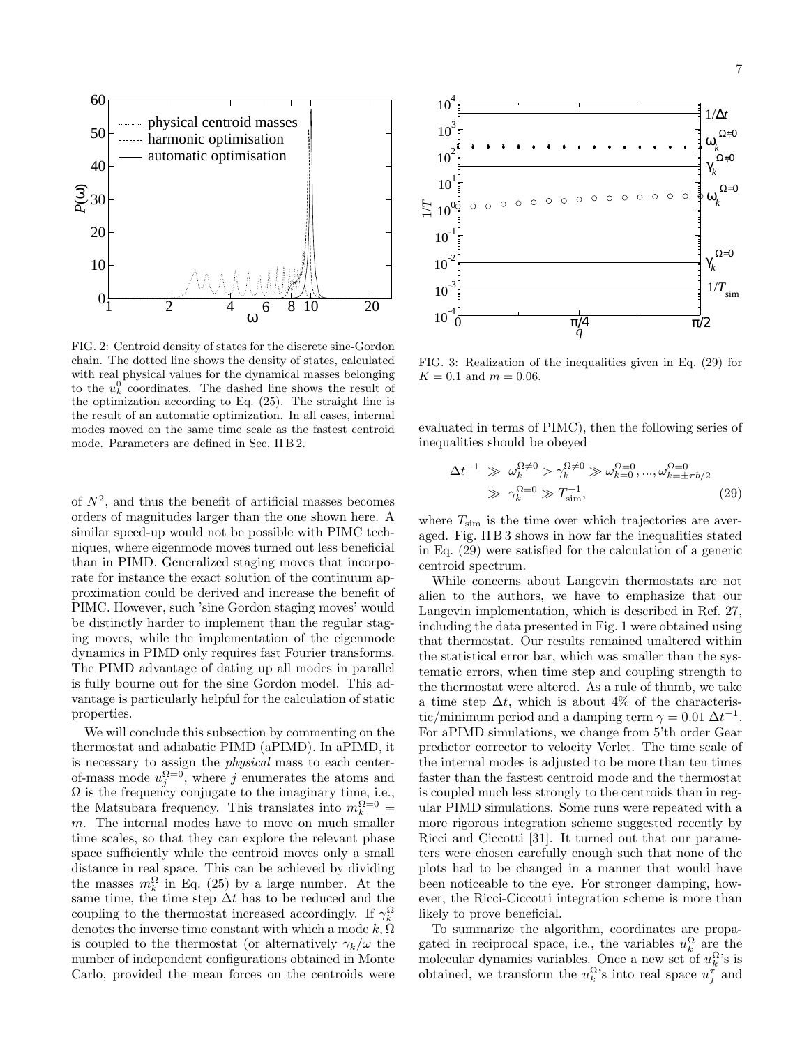FIG. 2: Centroid density of states for the discrete sine-Gordon chain. The dotted line shows the density of states, calculated with real physical values for the dynamical masses belonging to the $u_k^0$ coordinates. The dashed line shows the result of the optimization according to Eq. (25). The straight line is the result of an automatic optimization. In all cases, internal modes moved on the same time scale as the fastest centroid mode. Parameters are defined in Sec. II B 2.

FIG. 3: Realization of the inequalities given in Eq. (29) for $K = 0.1$ and $m = 0.06$.

of $N^2$, and thus the benefit of artificial masses becomes orders of magnitudes larger than the one shown here. A similar speed-up would not be possible with PIMC techniques, where eigenmode moves turned out less beneficial than in PIMD. Generalized staging moves that incorporate for instance the exact solution of the continuum approximation could be derived and increase the benefit of PIMC. However, such 'sine Gordon staging moves' would be distinctly harder to implement than the regular staging moves, while the implementation of the eigenmode dynamics in PIMD only requires fast Fourier transforms. The PIMD advantage of dating up all modes in parallel is fully bourne out for the sine Gordon model. This advantage is particularly helpful for the calculation of static properties.

We will conclude this subsection by commenting on the thermostat and adiabatic PIMD (aPIMD). In aPIMD, it is necessary to assign the *physical* mass to each center-of-mass mode $u_j^{\Omega=0}$, where $j$ enumerates the atoms and $\Omega$ is the frequency conjugate to the imaginary time, i.e., the Matsubara frequency. This translates into $m_k^{\Omega=0} = m$. The internal modes have to move on much smaller time scales, so that they can explore the relevant phase space sufficiently while the centroid moves only a small distance in real space. This can be achieved by dividing the masses $m_k^{\Omega}$ in Eq. (25) by a large number. At the same time, the time step $\Delta t$ has to be reduced and the coupling to the thermostat increased accordingly. If $\gamma_k^{\Omega}$ denotes the inverse time constant with which a mode $k, \Omega$ is coupled to the thermostat (or alternatively $\gamma_k/\omega$ the number of independent configurations obtained in Monte Carlo, provided the mean forces on the centroids were evaluated in terms of PIMC), then the following series of inequalities should be obeyed

$$\begin{aligned}\Delta t^{-1} &\gg \omega_k^{\Omega\neq 0} > \gamma_k^{\Omega\neq 0} \gg \omega_{k=0}^{\Omega=0}, ..., \omega_{k=\pm\pi b/2}^{\Omega=0} \\ &\gg \gamma_k^{\Omega=0} \gg T_{\text{sim}}^{-1},\end{aligned} \tag{29}$$

where $T_{\text{sim}}$ is the time over which trajectories are averaged. Fig. II B 3 shows in how far the inequalities stated in Eq. (29) were satisfied for the calculation of a generic centroid spectrum.

While concerns about Langevin thermostats are not alien to the authors, we have to emphasize that our Langevin implementation, which is described in Ref. 27, including the data presented in Fig. 1 were obtained using that thermostat. Our results remained unaltered within the statistical error bar, which was smaller than the systematic errors, when time step and coupling strength to the thermostat were altered. As a rule of thumb, we take a time step $\Delta t$, which is about 4% of the characteristic/minimum period and a damping term $\gamma = 0.01\ \Delta t^{-1}$. For aPIMD simulations, we change from 5'th order Gear predictor corrector to velocity Verlet. The time scale of the internal modes is adjusted to be more than ten times faster than the fastest centroid mode and the thermostat is coupled much less strongly to the centroids than in regular PIMD simulations. Some runs were repeated with a more rigorous integration scheme suggested recently by Ricci and Ciccotti [31]. It turned out that our parameters were chosen carefully enough such that none of the plots had to be changed in a manner that would have been noticeable to the eye. For stronger damping, however, the Ricci-Ciccotti integration scheme is more than likely to prove beneficial.

To summarize the algorithm, coordinates are propagated in reciprocal space, i.e., the variables $u_k^{\Omega}$ are the molecular dynamics variables. Once a new set of $u_k^{\Omega}$'s is obtained, we transform the $u_k^{\Omega}$'s into real space $u_j^{\tau}$ and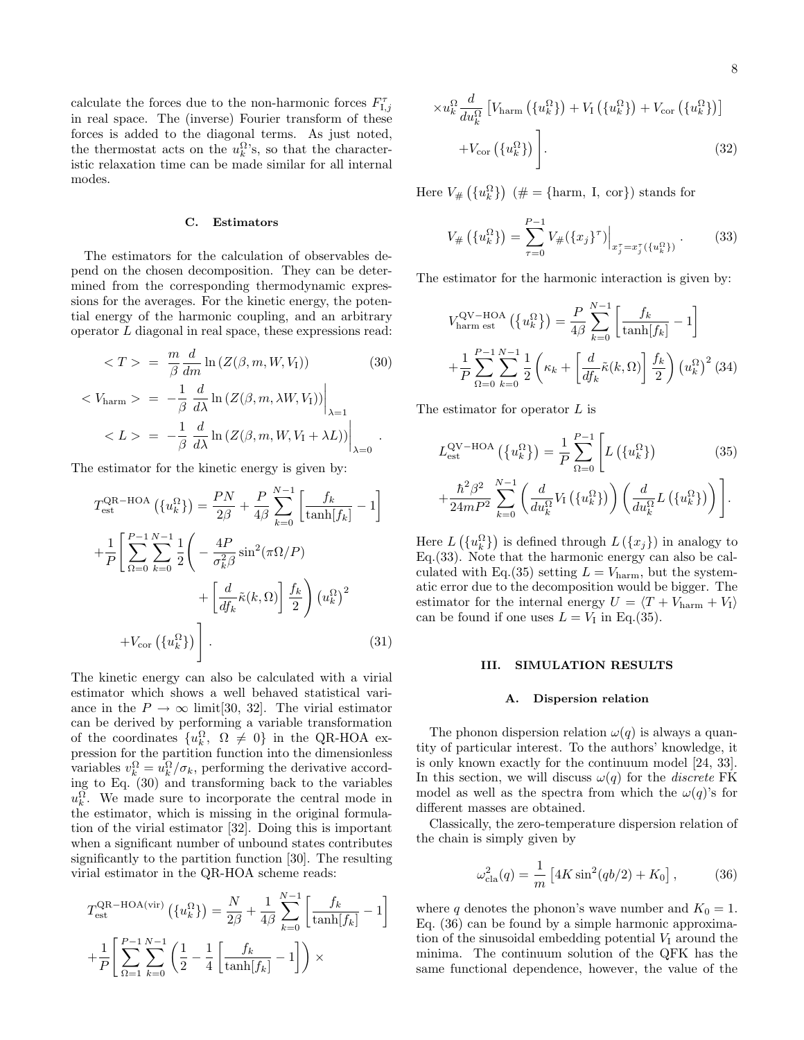calculate the forces due to the non-harmonic forces $F_{\mathrm{I},j}^{\tau}$ in real space. The (inverse) Fourier transform of these forces is added to the diagonal terms. As just noted, the thermostat acts on the $u_k^\Omega$'s, so that the characteristic relaxation time can be made similar for all internal modes.

### C. Estimators

The estimators for the calculation of observables depend on the chosen decomposition. They can be determined from the corresponding thermodynamic expressions for the averages. For the kinetic energy, the potential energy of the harmonic coupling, and an arbitrary operator $L$ diagonal in real space, these expressions read:

$$
\begin{aligned}
< T > &= \frac{m}{\beta}\frac{d}{dm}\ln\left(Z(\beta, m, W, V_{\mathrm{I}})\right) \qquad (30)\\
< V_{\mathrm{harm}} > &= -\frac{1}{\beta}\left.\frac{d}{d\lambda}\ln\left(Z(\beta, m, \lambda W, V_{\mathrm{I}})\right)\right|_{\lambda=1}\\
< L > &= -\frac{1}{\beta}\left.\frac{d}{d\lambda}\ln\left(Z(\beta, m, W, V_{\mathrm{I}}+\lambda L)\right)\right|_{\lambda=0}.
\end{aligned}
$$

The estimator for the kinetic energy is given by:

$$
\begin{aligned}
T_{\mathrm{est}}^{\mathrm{QR-HOA}}\left(\{u_k^\Omega\}\right) &= \frac{PN}{2\beta} + \frac{P}{4\beta}\sum_{k=0}^{N-1}\left[\frac{f_k}{\tanh[f_k]} - 1\right]\\
&+\frac{1}{P}\Bigg[\sum_{\Omega=0}^{P-1}\sum_{k=0}^{N-1}\frac{1}{2}\Bigg(-\frac{4P}{\sigma_k^2\beta}\sin^2(\pi\Omega/P)\\
&\qquad + \left[\frac{d}{df_k}\tilde{\kappa}(k,\Omega)\right]\frac{f_k}{2}\Bigg)\left(u_k^\Omega\right)^2\\
&+V_{\mathrm{cor}}\left(\{u_k^\Omega\}\right)\Bigg]. \qquad (31)
\end{aligned}
$$

The kinetic energy can also be calculated with a virial estimator which shows a well behaved statistical variance in the $P \to \infty$ limit[30, 32]. The virial estimator can be derived by performing a variable transformation of the coordinates $\{u_k^\Omega,\ \Omega \neq 0\}$ in the QR-HOA expression for the partition function into the dimensionless variables $v_k^\Omega = u_k^\Omega/\sigma_k$, performing the derivative according to Eq. (30) and transforming back to the variables $u_k^\Omega$. We made sure to incorporate the central mode in the estimator, which is missing in the original formulation of the virial estimator [32]. Doing this is important when a significant number of unbound states contributes significantly to the partition function [30]. The resulting virial estimator in the QR-HOA scheme reads:

$$
\begin{aligned}
T_{\mathrm{est}}^{\mathrm{QR-HOA(vir)}}\left(\{u_k^\Omega\}\right) &= \frac{N}{2\beta} + \frac{1}{4\beta}\sum_{k=0}^{N-1}\left[\frac{f_k}{\tanh[f_k]} - 1\right]\\
&+\frac{1}{P}\Bigg[\sum_{\Omega=1}^{P-1}\sum_{k=0}^{N-1}\left(\frac{1}{2} - \frac{1}{4}\left[\frac{f_k}{\tanh[f_k]} - 1\right]\right)\times\\
&\times u_k^\Omega\frac{d}{du_k^\Omega}\left[V_{\mathrm{harm}}\left(\{u_k^\Omega\}\right) + V_{\mathrm{I}}\left(\{u_k^\Omega\}\right) + V_{\mathrm{cor}}\left(\{u_k^\Omega\}\right)\right]\\
&+V_{\mathrm{cor}}\left(\{u_k^\Omega\}\right)\Bigg]. \qquad (32)
\end{aligned}
$$

Here $V_{\#}\left(\{u_k^\Omega\}\right)$ ($\# = \{\mathrm{harm,\ I,\ cor}\}$) stands for

$$
V_{\#}\left(\{u_k^\Omega\}\right) = \sum_{\tau=0}^{P-1}\left.V_{\#}(\{x_j\}^\tau)\right|_{x_j^\tau = x_j^\tau(\{u_k^\Omega\})}. \qquad (33)
$$

The estimator for the harmonic interaction is given by:

$$
\begin{aligned}
V_{\mathrm{harm\ est}}^{\mathrm{QV-HOA}}\left(\{u_k^\Omega\}\right) &= \frac{P}{4\beta}\sum_{k=0}^{N-1}\left[\frac{f_k}{\tanh[f_k]} - 1\right]\\
&+\frac{1}{P}\sum_{\Omega=0}^{P-1}\sum_{k=0}^{N-1}\frac{1}{2}\left(\kappa_k + \left[\frac{d}{df_k}\tilde{\kappa}(k,\Omega)\right]\frac{f_k}{2}\right)\left(u_k^\Omega\right)^2 \qquad (34)
\end{aligned}
$$

The estimator for operator $L$ is

$$
\begin{aligned}
L_{\mathrm{est}}^{\mathrm{QV-HOA}}\left(\{u_k^\Omega\}\right) &= \frac{1}{P}\sum_{\Omega=0}^{P-1}\Bigg[L\left(\{u_k^\Omega\}\right) \qquad (35)\\
&+\frac{\hbar^2\beta^2}{24mP^2}\sum_{k=0}^{N-1}\left(\frac{d}{du_k^\Omega}V_{\mathrm{I}}\left(\{u_k^\Omega\}\right)\right)\left(\frac{d}{du_k^\Omega}L\left(\{u_k^\Omega\}\right)\right)\Bigg].
\end{aligned}
$$

Here $L\left(\{u_k^\Omega\}\right)$ is defined through $L\left(\{x_j\}\right)$ in analogy to Eq.(33). Note that the harmonic energy can also be calculated with Eq.(35) setting $L = V_{\mathrm{harm}}$, but the systematic error due to the decomposition would be bigger. The estimator for the internal energy $U = \langle T + V_{\mathrm{harm}} + V_{\mathrm{I}}\rangle$ can be found if one uses $L = V_{\mathrm{I}}$ in Eq.(35).

## III. SIMULATION RESULTS

### A. Dispersion relation

The phonon dispersion relation $\omega(q)$ is always a quantity of particular interest. To the authors' knowledge, it is only known exactly for the continuum model [24, 33]. In this section, we will discuss $\omega(q)$ for the *discrete* FK model as well as the spectra from which the $\omega(q)$'s for different masses are obtained.

Classically, the zero-temperature dispersion relation of the chain is simply given by

$$
\omega_{\mathrm{cla}}^2(q) = \frac{1}{m}\left[4K\sin^2(qb/2) + K_0\right], \qquad (36)
$$

where $q$ denotes the phonon's wave number and $K_0 = 1$. Eq. (36) can be found by a simple harmonic approximation of the sinusoidal embedding potential $V_{\mathrm{I}}$ around the minima. The continuum solution of the QFK has the same functional dependence, however, the value of the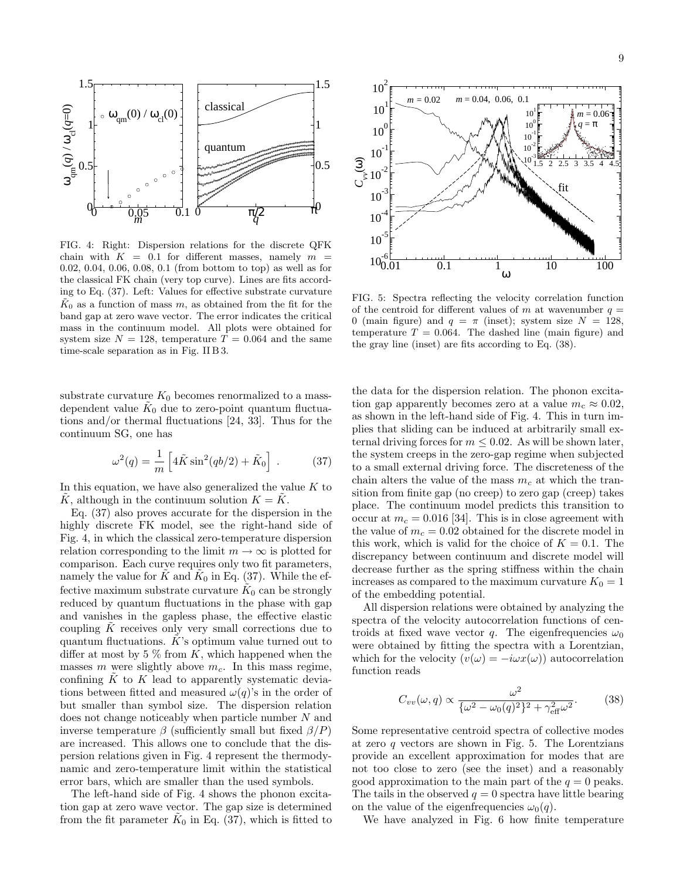FIG. 4: Right: Dispersion relations for the discrete QFK chain with $K = 0.1$ for different masses, namely $m = 0.02, 0.04, 0.06, 0.08, 0.1$ (from bottom to top) as well as for the classical FK chain (very top curve). Lines are fits according to Eq. (37). Left: Values for effective substrate curvature $\tilde{K}_0$ as a function of mass $m$, as obtained from the fit for the band gap at zero wave vector. The error indicates the critical mass in the continuum model. All plots were obtained for system size $N = 128$, temperature $T = 0.064$ and the same time-scale separation as in Fig. II B 3.

FIG. 5: Spectra reflecting the velocity correlation function of the centroid for different values of $m$ at wavenumber $q = 0$ (main figure) and $q = \pi$ (inset); system size $N = 128$, temperature $T = 0.064$. The dashed line (main figure) and the gray line (inset) are fits according to Eq. (38).

substrate curvature $K_0$ becomes renormalized to a mass-dependent value $\tilde{K}_0$ due to zero-point quantum fluctuations and/or thermal fluctuations [24, 33]. Thus for the continuum SG, one has

$$\omega^2(q) = \frac{1}{m}\left[4\tilde{K}\sin^2(qb/2) + \tilde{K}_0\right] \,. \tag{37}$$

In this equation, we have also generalized the value $K$ to $\tilde{K}$, although in the continuum solution $K = \tilde{K}$.

Eq. (37) also proves accurate for the dispersion in the highly discrete FK model, see the right-hand side of Fig. 4, in which the classical zero-temperature dispersion relation corresponding to the limit $m \to \infty$ is plotted for comparison. Each curve requires only two fit parameters, namely the value for $\tilde{K}$ and $\tilde{K}_0$ in Eq. (37). While the effective maximum substrate curvature $\tilde{K}_0$ can be strongly reduced by quantum fluctuations in the phase with gap and vanishes in the gapless phase, the effective elastic coupling $\tilde{K}$ receives only very small corrections due to quantum fluctuations. $\tilde{K}$'s optimum value turned out to differ at most by 5 % from $K$, which happened when the masses $m$ were slightly above $m_c$. In this mass regime, confining $\tilde{K}$ to $K$ lead to apparently systematic deviations between fitted and measured $\omega(q)$'s in the order of but smaller than symbol size. The dispersion relation does not change noticeably when particle number $N$ and inverse temperature $\beta$ (sufficiently small but fixed $\beta/P$) are increased. This allows one to conclude that the dispersion relations given in Fig. 4 represent the thermodynamic and zero-temperature limit within the statistical error bars, which are smaller than the used symbols.

The left-hand side of Fig. 4 shows the phonon excitation gap at zero wave vector. The gap size is determined from the fit parameter $\tilde{K}_0$ in Eq. (37), which is fitted to the data for the dispersion relation. The phonon excitation gap apparently becomes zero at a value $m_c \approx 0.02$, as shown in the left-hand side of Fig. 4. This in turn implies that sliding can be induced at arbitrarily small external driving forces for $m \leq 0.02$. As will be shown later, the system creeps in the zero-gap regime when subjected to a small external driving force. The discreteness of the chain alters the value of the mass $m_c$ at which the transition from finite gap (no creep) to zero gap (creep) takes place. The continuum model predicts this transition to occur at $m_c = 0.016$ [34]. This is in close agreement with the value of $m_c = 0.02$ obtained for the discrete model in this work, which is valid for the choice of $K = 0.1$. The discrepancy between continuum and discrete model will decrease further as the spring stiffness within the chain increases as compared to the maximum curvature $K_0 = 1$ of the embedding potential.

All dispersion relations were obtained by analyzing the spectra of the velocity autocorrelation functions of centroids at fixed wave vector $q$. The eigenfrequencies $\omega_0$ were obtained by fitting the spectra with a Lorentzian, which for the velocity ($v(\omega) = -i\omega x(\omega)$) autocorrelation function reads

$$C_{vv}(\omega, q) \propto \frac{\omega^2}{\{\omega^2 - \omega_0(q)^2\}^2 + \gamma_{\rm eff}^2\omega^2}. \tag{38}$$

Some representative centroid spectra of collective modes at zero $q$ vectors are shown in Fig. 5. The Lorentzians provide an excellent approximation for modes that are not too close to zero (see the inset) and a reasonably good approximation to the main part of the $q = 0$ peaks. The tails in the observed $q = 0$ spectra have little bearing on the value of the eigenfrequencies $\omega_0(q)$.

We have analyzed in Fig. 6 how finite temperature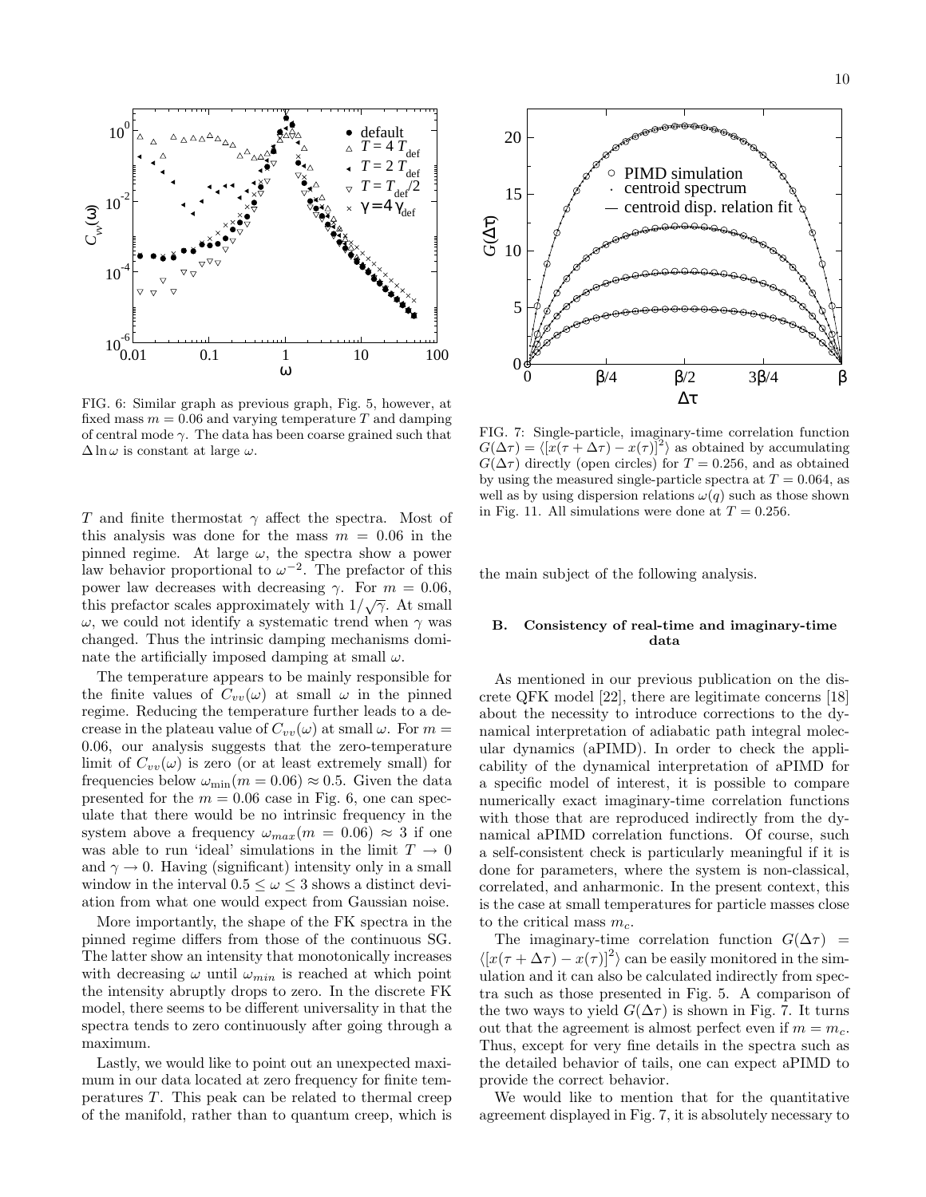FIG. 6: Similar graph as previous graph, Fig. 5, however, at fixed mass $m = 0.06$ and varying temperature $T$ and damping of central mode $\gamma$. The data has been coarse grained such that $\Delta \ln \omega$ is constant at large $\omega$.

FIG. 7: Single-particle, imaginary-time correlation function $G(\Delta\tau) = \langle [x(\tau + \Delta\tau) - x(\tau)]^2 \rangle$ as obtained by accumulating $G(\Delta\tau)$ directly (open circles) for $T = 0.256$, and as obtained by using the measured single-particle spectra at $T = 0.064$, as well as by using dispersion relations $\omega(q)$ such as those shown in Fig. 11. All simulations were done at $T = 0.256$.

$T$ and finite thermostat $\gamma$ affect the spectra. Most of this analysis was done for the mass $m = 0.06$ in the pinned regime. At large $\omega$, the spectra show a power law behavior proportional to $\omega^{-2}$. The prefactor of this power law decreases with decreasing $\gamma$. For $m = 0.06$, this prefactor scales approximately with $1/\sqrt{\gamma}$. At small $\omega$, we could not identify a systematic trend when $\gamma$ was changed. Thus the intrinsic damping mechanisms dominate the artificially imposed damping at small $\omega$.

The temperature appears to be mainly responsible for the finite values of $C_{vv}(\omega)$ at small $\omega$ in the pinned regime. Reducing the temperature further leads to a decrease in the plateau value of $C_{vv}(\omega)$ at small $\omega$. For $m = 0.06$, our analysis suggests that the zero-temperature limit of $C_{vv}(\omega)$ is zero (or at least extremely small) for frequencies below $\omega_{\min}(m = 0.06) \approx 0.5$. Given the data presented for the $m = 0.06$ case in Fig. 6, one can speculate that there would be no intrinsic frequency in the system above a frequency $\omega_{max}(m = 0.06) \approx 3$ if one was able to run 'ideal' simulations in the limit $T \to 0$ and $\gamma \to 0$. Having (significant) intensity only in a small window in the interval $0.5 \leq \omega \leq 3$ shows a distinct deviation from what one would expect from Gaussian noise.

More importantly, the shape of the FK spectra in the pinned regime differs from those of the continuous SG. The latter show an intensity that monotonically increases with decreasing $\omega$ until $\omega_{min}$ is reached at which point the intensity abruptly drops to zero. In the discrete FK model, there seems to be different universality in that the spectra tends to zero continuously after going through a maximum.

Lastly, we would like to point out an unexpected maximum in our data located at zero frequency for finite temperatures $T$. This peak can be related to thermal creep of the manifold, rather than to quantum creep, which is the main subject of the following analysis.

### B. Consistency of real-time and imaginary-time data

As mentioned in our previous publication on the discrete QFK model [22], there are legitimate concerns [18] about the necessity to introduce corrections to the dynamical interpretation of adiabatic path integral molecular dynamics (aPIMD). In order to check the applicability of the dynamical interpretation of aPIMD for a specific model of interest, it is possible to compare numerically exact imaginary-time correlation functions with those that are reproduced indirectly from the dynamical aPIMD correlation functions. Of course, such a self-consistent check is particularly meaningful if it is done for parameters, where the system is non-classical, correlated, and anharmonic. In the present context, this is the case at small temperatures for particle masses close to the critical mass $m_c$.

The imaginary-time correlation function $G(\Delta\tau) = \langle [x(\tau + \Delta\tau) - x(\tau)]^2 \rangle$ can be easily monitored in the simulation and it can also be calculated indirectly from spectra such as those presented in Fig. 5. A comparison of the two ways to yield $G(\Delta\tau)$ is shown in Fig. 7. It turns out that the agreement is almost perfect even if $m = m_c$. Thus, except for very fine details in the spectra such as the detailed behavior of tails, one can expect aPIMD to provide the correct behavior.

We would like to mention that for the quantitative agreement displayed in Fig. 7, it is absolutely necessary to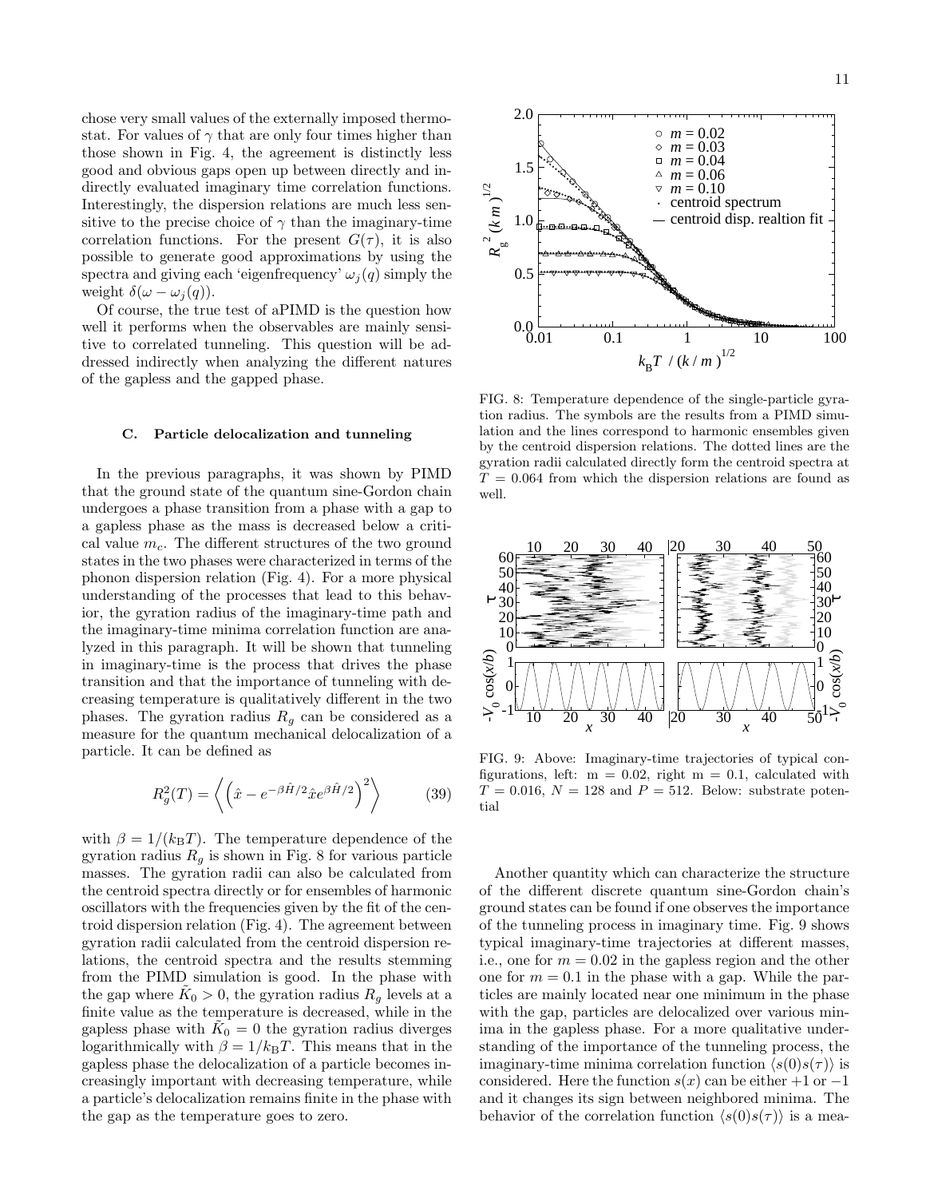chose very small values of the externally imposed thermostat. For values of $\gamma$ that are only four times higher than those shown in Fig. 4, the agreement is distinctly less good and obvious gaps open up between directly and indirectly evaluated imaginary time correlation functions. Interestingly, the dispersion relations are much less sensitive to the precise choice of $\gamma$ than the imaginary-time correlation functions. For the present $G(\tau)$, it is also possible to generate good approximations by using the spectra and giving each 'eigenfrequency' $\omega_j(q)$ simply the weight $\delta(\omega - \omega_j(q))$.

Of course, the true test of aPIMD is the question how well it performs when the observables are mainly sensitive to correlated tunneling. This question will be addressed indirectly when analyzing the different natures of the gapless and the gapped phase.

### C. Particle delocalization and tunneling

In the previous paragraphs, it was shown by PIMD that the ground state of the quantum sine-Gordon chain undergoes a phase transition from a phase with a gap to a gapless phase as the mass is decreased below a critical value $m_c$. The different structures of the two ground states in the two phases were characterized in terms of the phonon dispersion relation (Fig. 4). For a more physical understanding of the processes that lead to this behavior, the gyration radius of the imaginary-time path and the imaginary-time minima correlation function are analyzed in this paragraph. It will be shown that tunneling in imaginary-time is the process that drives the phase transition and that the importance of tunneling with decreasing temperature is qualitatively different in the two phases. The gyration radius $R_g$ can be considered as a measure for the quantum mechanical delocalization of a particle. It can be defined as

$$R_g^2(T) = \left\langle \left( \hat{x} - e^{-\beta \hat{H}/2} \hat{x} e^{\beta \hat{H}/2} \right)^2 \right\rangle \tag{39}$$

with $\beta = 1/(k_B T)$. The temperature dependence of the gyration radius $R_g$ is shown in Fig. 8 for various particle masses. The gyration radii can also be calculated from the centroid spectra directly or for ensembles of harmonic oscillators with the frequencies given by the fit of the centroid dispersion relation (Fig. 4). The agreement between gyration radii calculated from the centroid dispersion relations, the centroid spectra and the results stemming from the PIMD simulation is good. In the phase with the gap where $\tilde{K}_0 > 0$, the gyration radius $R_g$ levels at a finite value as the temperature is decreased, while in the gapless phase with $\tilde{K}_0 = 0$ the gyration radius diverges logarithmically with $\beta = 1/k_B T$. This means that in the gapless phase the delocalization of a particle becomes increasingly important with decreasing temperature, while a particle's delocalization remains finite in the phase with the gap as the temperature goes to zero.

FIG. 8: Temperature dependence of the single-particle gyration radius. The symbols are the results from a PIMD simulation and the lines correspond to harmonic ensembles given by the centroid dispersion relations. The dotted lines are the gyration radii calculated directly form the centroid spectra at $T = 0.064$ from which the dispersion relations are found as well.

FIG. 9: Above: Imaginary-time trajectories of typical configurations, left: m = 0.02, right m = 0.1, calculated with $T = 0.016$, $N = 128$ and $P = 512$. Below: substrate potential

Another quantity which can characterize the structure of the different discrete quantum sine-Gordon chain's ground states can be found if one observes the importance of the tunneling process in imaginary time. Fig. 9 shows typical imaginary-time trajectories at different masses, i.e., one for $m = 0.02$ in the gapless region and the other one for $m = 0.1$ in the phase with a gap. While the particles are mainly located near one minimum in the phase with the gap, particles are delocalized over various minima in the gapless phase. For a more qualitative understanding of the importance of the tunneling process, the imaginary-time minima correlation function $\langle s(0)s(\tau)\rangle$ is considered. Here the function $s(x)$ can be either $+1$ or $-1$ and it changes its sign between neighbored minima. The behavior of the correlation function $\langle s(0)s(\tau)\rangle$ is a mea-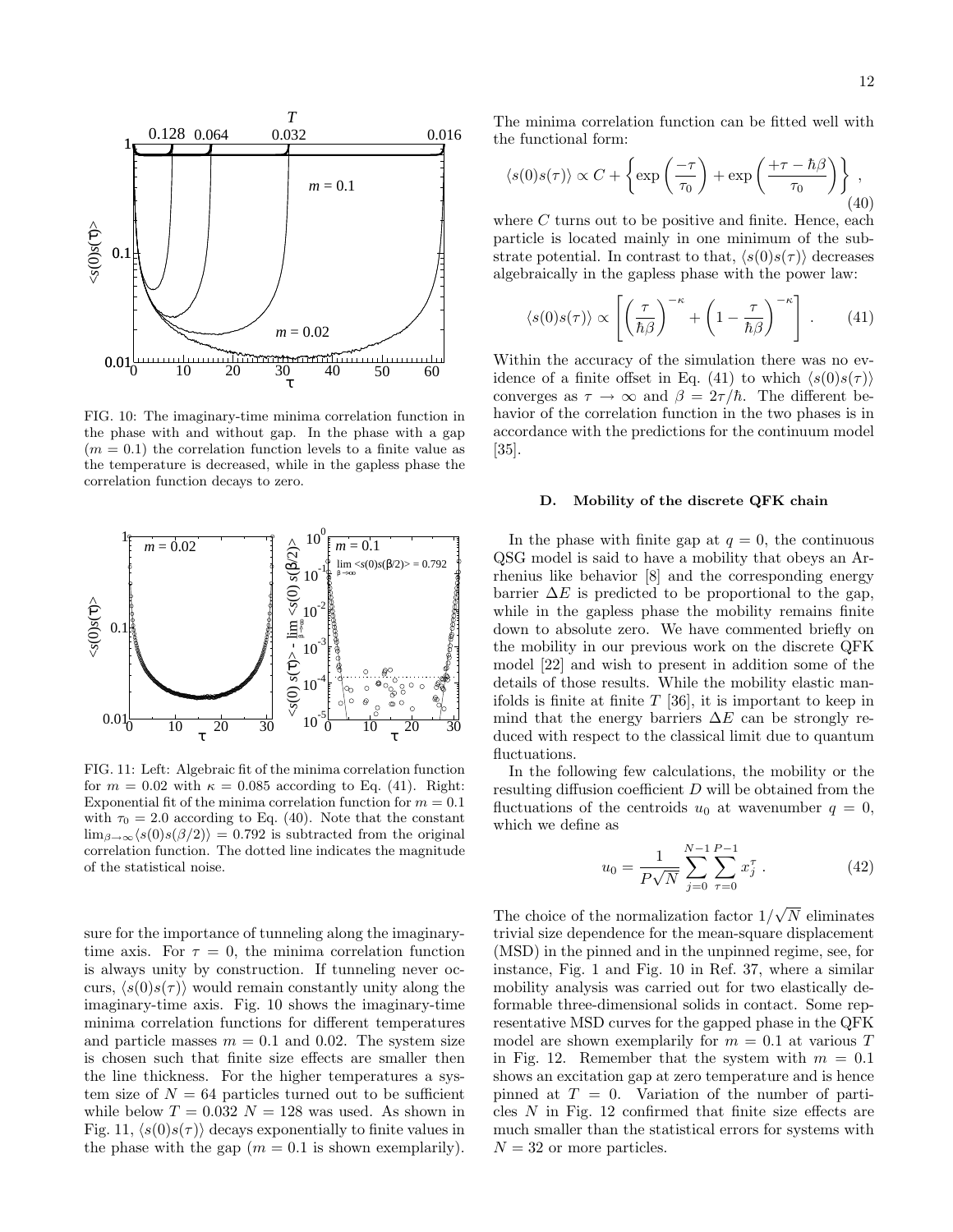FIG. 10: The imaginary-time minima correlation function in the phase with and without gap. In the phase with a gap ($m = 0.1$) the correlation function levels to a finite value as the temperature is decreased, while in the gapless phase the correlation function decays to zero.

FIG. 11: Left: Algebraic fit of the minima correlation function for $m = 0.02$ with $\kappa = 0.085$ according to Eq. (41). Right: Exponential fit of the minima correlation function for $m = 0.1$ with $\tau_0 = 2.0$ according to Eq. (40). Note that the constant $\lim_{\beta\to\infty}\langle s(0)s(\beta/2)\rangle = 0.792$ is subtracted from the original correlation function. The dotted line indicates the magnitude of the statistical noise.

sure for the importance of tunneling along the imaginary-time axis. For $\tau = 0$, the minima correlation function is always unity by construction. If tunneling never occurs, $\langle s(0)s(\tau)\rangle$ would remain constantly unity along the imaginary-time axis. Fig. 10 shows the imaginary-time minima correlation functions for different temperatures and particle masses $m = 0.1$ and 0.02. The system size is chosen such that finite size effects are smaller then the line thickness. For the higher temperatures a system size of $N = 64$ particles turned out to be sufficient while below $T = 0.032$ $N = 128$ was used. As shown in Fig. 11, $\langle s(0)s(\tau)\rangle$ decays exponentially to finite values in the phase with the gap ($m = 0.1$ is shown exemplarily). The minima correlation function can be fitted well with the functional form:

$$\langle s(0)s(\tau)\rangle \propto C + \left\{ \exp\left(\frac{-\tau}{\tau_0}\right) + \exp\left(\frac{+\tau - \hbar\beta}{\tau_0}\right) \right\} , \quad (40)$$

where $C$ turns out to be positive and finite. Hence, each particle is located mainly in one minimum of the substrate potential. In contrast to that, $\langle s(0)s(\tau)\rangle$ decreases algebraically in the gapless phase with the power law:

$$\langle s(0)s(\tau)\rangle \propto \left[ \left(\frac{\tau}{\hbar\beta}\right)^{-\kappa} + \left(1 - \frac{\tau}{\hbar\beta}\right)^{-\kappa} \right] . \quad (41)$$

Within the accuracy of the simulation there was no evidence of a finite offset in Eq. (41) to which $\langle s(0)s(\tau)\rangle$ converges as $\tau \to \infty$ and $\beta = 2\tau/\hbar$. The different behavior of the correlation function in the two phases is in accordance with the predictions for the continuum model [35].

### D. Mobility of the discrete QFK chain

In the phase with finite gap at $q = 0$, the continuous QSG model is said to have a mobility that obeys an Arrhenius like behavior [8] and the corresponding energy barrier $\Delta E$ is predicted to be proportional to the gap, while in the gapless phase the mobility remains finite down to absolute zero. We have commented briefly on the mobility in our previous work on the discrete QFK model [22] and wish to present in addition some of the details of those results. While the mobility elastic manifolds is finite at finite $T$ [36], it is important to keep in mind that the energy barriers $\Delta E$ can be strongly reduced with respect to the classical limit due to quantum fluctuations.

In the following few calculations, the mobility or the resulting diffusion coefficient $D$ will be obtained from the fluctuations of the centroids $u_0$ at wavenumber $q = 0$, which we define as

$$u_0 = \frac{1}{P\sqrt{N}} \sum_{j=0}^{N-1} \sum_{\tau=0}^{P-1} x_j^\tau \, . \quad (42)$$

The choice of the normalization factor $1/\sqrt{N}$ eliminates trivial size dependence for the mean-square displacement (MSD) in the pinned and in the unpinned regime, see, for instance, Fig. 1 and Fig. 10 in Ref. 37, where a similar mobility analysis was carried out for two elastically deformable three-dimensional solids in contact. Some representative MSD curves for the gapped phase in the QFK model are shown exemplarily for $m = 0.1$ at various $T$ in Fig. 12. Remember that the system with $m = 0.1$ shows an excitation gap at zero temperature and is hence pinned at $T = 0$. Variation of the number of particles $N$ in Fig. 12 confirmed that finite size effects are much smaller than the statistical errors for systems with $N = 32$ or more particles.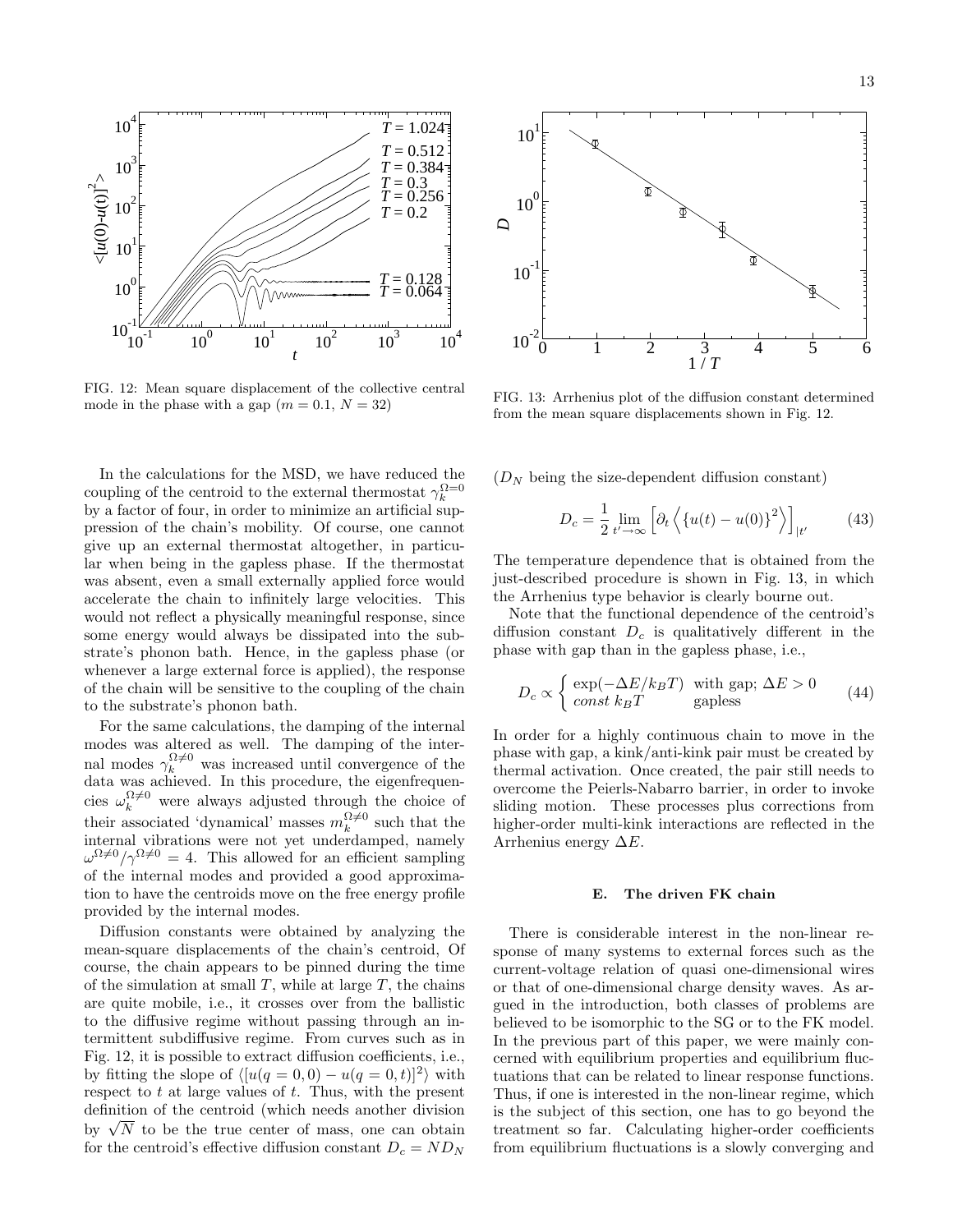FIG. 12: Mean square displacement of the collective central mode in the phase with a gap ($m = 0.1$, $N = 32$)

FIG. 13: Arrhenius plot of the diffusion constant determined from the mean square displacements shown in Fig. 12.

In the calculations for the MSD, we have reduced the coupling of the centroid to the external thermostat $\gamma_k^{\Omega=0}$ by a factor of four, in order to minimize an artificial suppression of the chain's mobility. Of course, one cannot give up an external thermostat altogether, in particular when being in the gapless phase. If the thermostat was absent, even a small externally applied force would accelerate the chain to infinitely large velocities. This would not reflect a physically meaningful response, since some energy would always be dissipated into the substrate's phonon bath. Hence, in the gapless phase (or whenever a large external force is applied), the response of the chain will be sensitive to the coupling of the chain to the substrate's phonon bath.

For the same calculations, the damping of the internal modes was altered as well. The damping of the internal modes $\gamma_k^{\Omega\neq 0}$ was increased until convergence of the data was achieved. In this procedure, the eigenfrequencies $\omega_k^{\Omega\neq 0}$ were always adjusted through the choice of their associated 'dynamical' masses $m_k^{\Omega\neq 0}$ such that the internal vibrations were not yet underdamped, namely $\omega^{\Omega\neq 0}/\gamma^{\Omega\neq 0} = 4$. This allowed for an efficient sampling of the internal modes and provided a good approximation to have the centroids move on the free energy profile provided by the internal modes.

Diffusion constants were obtained by analyzing the mean-square displacements of the chain's centroid, Of course, the chain appears to be pinned during the time of the simulation at small $T$, while at large $T$, the chains are quite mobile, i.e., it crosses over from the ballistic to the diffusive regime without passing through an intermittent subdiffusive regime. From curves such as in Fig. 12, it is possible to extract diffusion coefficients, i.e., by fitting the slope of $\langle [u(q=0,0) - u(q=0,t)]^2 \rangle$ with respect to $t$ at large values of $t$. Thus, with the present definition of the centroid (which needs another division by $\sqrt{N}$ to be the true center of mass, one can obtain for the centroid's effective diffusion constant $D_c = N D_N$ ($D_N$ being the size-dependent diffusion constant)

$$D_c = \frac{1}{2} \lim_{t' \to \infty} \left[ \partial_t \left\langle \{u(t) - u(0)\}^2 \right\rangle \right]_{|t'} \tag{43}$$

The temperature dependence that is obtained from the just-described procedure is shown in Fig. 13, in which the Arrhenius type behavior is clearly bourne out.

Note that the functional dependence of the centroid's diffusion constant $D_c$ is qualitatively different in the phase with gap than in the gapless phase, i.e.,

$$D_c \propto \begin{cases} \exp(-\Delta E/k_B T) & \text{with gap; } \Delta E > 0 \\ const\ k_B T & \text{gapless} \end{cases} \tag{44}$$

In order for a highly continuous chain to move in the phase with gap, a kink/anti-kink pair must be created by thermal activation. Once created, the pair still needs to overcome the Peierls-Nabarro barrier, in order to invoke sliding motion. These processes plus corrections from higher-order multi-kink interactions are reflected in the Arrhenius energy $\Delta E$.

### E. The driven FK chain

There is considerable interest in the non-linear response of many systems to external forces such as the current-voltage relation of quasi one-dimensional wires or that of one-dimensional charge density waves. As argued in the introduction, both classes of problems are believed to be isomorphic to the SG or to the FK model. In the previous part of this paper, we were mainly concerned with equilibrium properties and equilibrium fluctuations that can be related to linear response functions. Thus, if one is interested in the non-linear regime, which is the subject of this section, one has to go beyond the treatment so far. Calculating higher-order coefficients from equilibrium fluctuations is a slowly converging and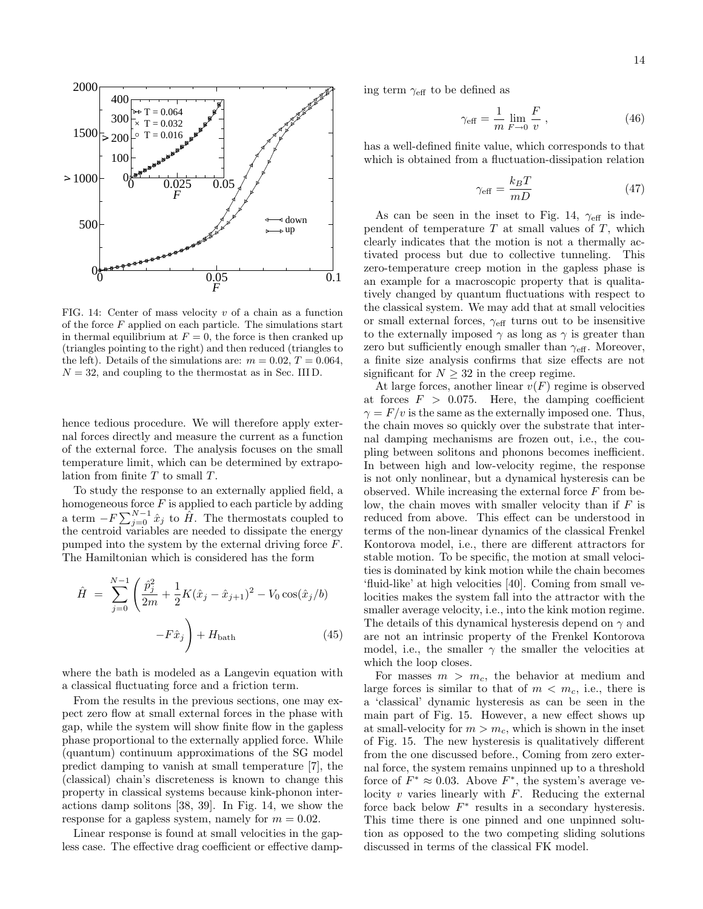FIG. 14: Center of mass velocity $v$ of a chain as a function of the force $F$ applied on each particle. The simulations start in thermal equilibrium at $F = 0$, the force is then cranked up (triangles pointing to the right) and then reduced (triangles to the left). Details of the simulations are: $m = 0.02$, $T = 0.064$, $N = 32$, and coupling to the thermostat as in Sec. III D.

hence tedious procedure. We will therefore apply external forces directly and measure the current as a function of the external force. The analysis focuses on the small temperature limit, which can be determined by extrapolation from finite $T$ to small $T$.

To study the response to an externally applied field, a homogeneous force $F$ is applied to each particle by adding a term $-F\sum_{j=0}^{N-1}\hat{x}_j$ to $\hat{H}$. The thermostats coupled to the centroid variables are needed to dissipate the energy pumped into the system by the external driving force $F$. The Hamiltonian which is considered has the form

$$\hat{H} = \sum_{j=0}^{N-1}\left(\frac{\hat{p}_j^2}{2m} + \frac{1}{2}K(\hat{x}_j - \hat{x}_{j+1})^2 - V_0\cos(\hat{x}_j/b) - F\hat{x}_j\right) + H_{\rm bath} \tag{45}$$

where the bath is modeled as a Langevin equation with a classical fluctuating force and a friction term.

From the results in the previous sections, one may expect zero flow at small external forces in the phase with gap, while the system will show finite flow in the gapless phase proportional to the externally applied force. While (quantum) continuum approximations of the SG model predict damping to vanish at small temperature [7], the (classical) chain's discreteness is known to change this property in classical systems because kink-phonon interactions damp solitons [38, 39]. In Fig. 14, we show the response for a gapless system, namely for $m = 0.02$.

Linear response is found at small velocities in the gapless case. The effective drag coefficient or effective damping term $\gamma_{\rm eff}$ to be defined as

$$\gamma_{\rm eff} = \frac{1}{m}\lim_{F\to 0}\frac{F}{v}\ , \tag{46}$$

has a well-defined finite value, which corresponds to that which is obtained from a fluctuation-dissipation relation

$$\gamma_{\rm eff} = \frac{k_B T}{mD} \tag{47}$$

As can be seen in the inset to Fig. 14, $\gamma_{\rm eff}$ is independent of temperature $T$ at small values of $T$, which clearly indicates that the motion is not a thermally activated process but due to collective tunneling. This zero-temperature creep motion in the gapless phase is an example for a macroscopic property that is qualitatively changed by quantum fluctuations with respect to the classical system. We may add that at small velocities or small external forces, $\gamma_{\rm eff}$ turns out to be insensitive to the externally imposed $\gamma$ as long as $\gamma$ is greater than zero but sufficiently enough smaller than $\gamma_{\rm eff}$. Moreover, a finite size analysis confirms that size effects are not significant for $N \geq 32$ in the creep regime.

At large forces, another linear $v(F)$ regime is observed at forces $F > 0.075$. Here, the damping coefficient $\gamma = F/v$ is the same as the externally imposed one. Thus, the chain moves so quickly over the substrate that internal damping mechanisms are frozen out, i.e., the coupling between solitons and phonons becomes inefficient. In between high and low-velocity regime, the response is not only nonlinear, but a dynamical hysteresis can be observed. While increasing the external force $F$ from below, the chain moves with smaller velocity than if $F$ is reduced from above. This effect can be understood in terms of the non-linear dynamics of the classical Frenkel Kontorova model, i.e., there are different attractors for stable motion. To be specific, the motion at small velocities is dominated by kink motion while the chain becomes 'fluid-like' at high velocities [40]. Coming from small velocities makes the system fall into the attractor with the smaller average velocity, i.e., into the kink motion regime. The details of this dynamical hysteresis depend on $\gamma$ and are not an intrinsic property of the Frenkel Kontorova model, i.e., the smaller $\gamma$ the smaller the velocities at which the loop closes.

For masses $m > m_c$, the behavior at medium and large forces is similar to that of $m < m_c$, i.e., there is a 'classical' dynamic hysteresis as can be seen in the main part of Fig. 15. However, a new effect shows up at small-velocity for $m > m_c$, which is shown in the inset of Fig. 15. The new hysteresis is qualitatively different from the one discussed before., Coming from zero external force, the system remains unpinned up to a threshold force of $F^* \approx 0.03$. Above $F^*$, the system's average velocity $v$ varies linearly with $F$. Reducing the external force back below $F^*$ results in a secondary hysteresis. This time there is one pinned and one unpinned solution as opposed to the two competing sliding solutions discussed in terms of the classical FK model.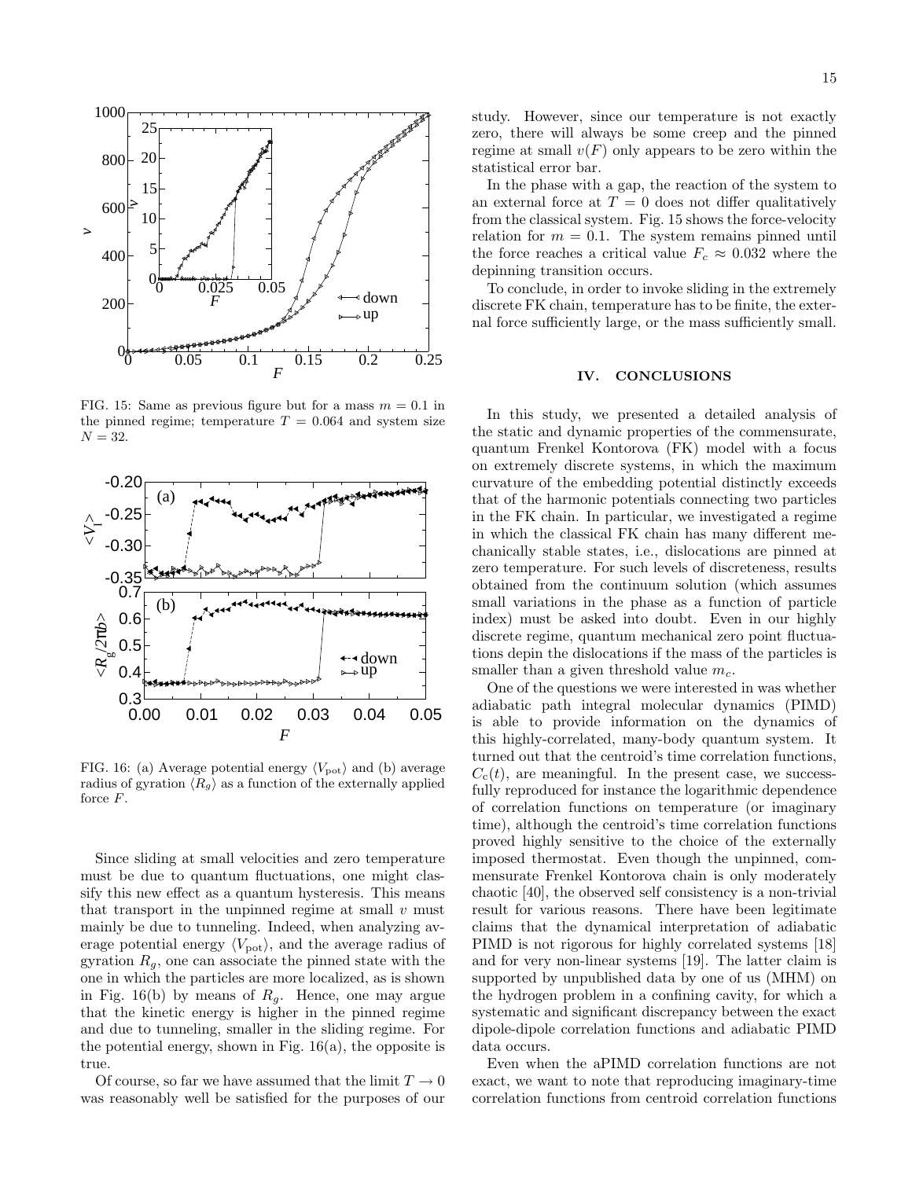FIG. 15: Same as previous figure but for a mass $m = 0.1$ in the pinned regime; temperature $T = 0.064$ and system size $N = 32$.

FIG. 16: (a) Average potential energy $\langle V_{\rm pot}\rangle$ and (b) average radius of gyration $\langle R_g\rangle$ as a function of the externally applied force $F$.

Since sliding at small velocities and zero temperature must be due to quantum fluctuations, one might classify this new effect as a quantum hysteresis. This means that transport in the unpinned regime at small $v$ must mainly be due to tunneling. Indeed, when analyzing average potential energy $\langle V_{\rm pot}\rangle$, and the average radius of gyration $R_g$, one can associate the pinned state with the one in which the particles are more localized, as is shown in Fig. 16(b) by means of $R_g$. Hence, one may argue that the kinetic energy is higher in the pinned regime and due to tunneling, smaller in the sliding regime. For the potential energy, shown in Fig. 16(a), the opposite is true.

Of course, so far we have assumed that the limit $T \to 0$ was reasonably well be satisfied for the purposes of our study. However, since our temperature is not exactly zero, there will always be some creep and the pinned regime at small $v(F)$ only appears to be zero within the statistical error bar.

In the phase with a gap, the reaction of the system to an external force at $T = 0$ does not differ qualitatively from the classical system. Fig. 15 shows the force-velocity relation for $m = 0.1$. The system remains pinned until the force reaches a critical value $F_c \approx 0.032$ where the depinning transition occurs.

To conclude, in order to invoke sliding in the extremely discrete FK chain, temperature has to be finite, the external force sufficiently large, or the mass sufficiently small.

## IV. CONCLUSIONS

In this study, we presented a detailed analysis of the static and dynamic properties of the commensurate, quantum Frenkel Kontorova (FK) model with a focus on extremely discrete systems, in which the maximum curvature of the embedding potential distinctly exceeds that of the harmonic potentials connecting two particles in the FK chain. In particular, we investigated a regime in which the classical FK chain has many different mechanically stable states, i.e., dislocations are pinned at zero temperature. For such levels of discreteness, results obtained from the continuum solution (which assumes small variations in the phase as a function of particle index) must be asked into doubt. Even in our highly discrete regime, quantum mechanical zero point fluctuations depin the dislocations if the mass of the particles is smaller than a given threshold value $m_c$.

One of the questions we were interested in was whether adiabatic path integral molecular dynamics (PIMD) is able to provide information on the dynamics of this highly-correlated, many-body quantum system. It turned out that the centroid's time correlation functions, $C_c(t)$, are meaningful. In the present case, we successfully reproduced for instance the logarithmic dependence of correlation functions on temperature (or imaginary time), although the centroid's time correlation functions proved highly sensitive to the choice of the externally imposed thermostat. Even though the unpinned, commensurate Frenkel Kontorova chain is only moderately chaotic [40], the observed self consistency is a non-trivial result for various reasons. There have been legitimate claims that the dynamical interpretation of adiabatic PIMD is not rigorous for highly correlated systems [18] and for very non-linear systems [19]. The latter claim is supported by unpublished data by one of us (MHM) on the hydrogen problem in a confining cavity, for which a systematic and significant discrepancy between the exact dipole-dipole correlation functions and adiabatic PIMD data occurs.

Even when the aPIMD correlation functions are not exact, we want to note that reproducing imaginary-time correlation functions from centroid correlation functions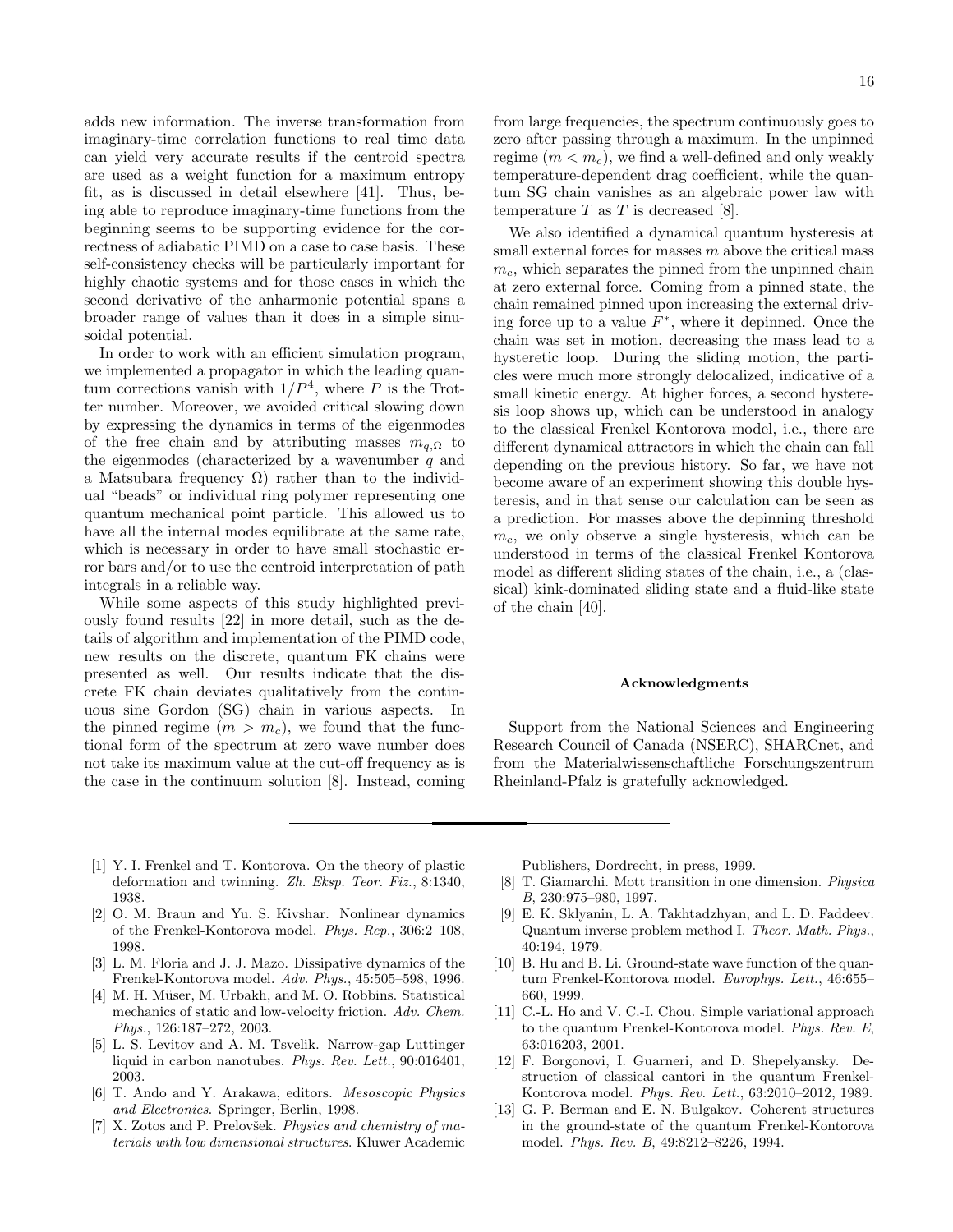adds new information. The inverse transformation from imaginary-time correlation functions to real time data can yield very accurate results if the centroid spectra are used as a weight function for a maximum entropy fit, as is discussed in detail elsewhere [41]. Thus, being able to reproduce imaginary-time functions from the beginning seems to be supporting evidence for the correctness of adiabatic PIMD on a case to case basis. These self-consistency checks will be particularly important for highly chaotic systems and for those cases in which the second derivative of the anharmonic potential spans a broader range of values than it does in a simple sinusoidal potential.

In order to work with an efficient simulation program, we implemented a propagator in which the leading quantum corrections vanish with $1/P^4$, where $P$ is the Trotter number. Moreover, we avoided critical slowing down by expressing the dynamics in terms of the eigenmodes of the free chain and by attributing masses $m_{q,\Omega}$ to the eigenmodes (characterized by a wavenumber $q$ and a Matsubara frequency $\Omega$) rather than to the individual "beads" or individual ring polymer representing one quantum mechanical point particle. This allowed us to have all the internal modes equilibrate at the same rate, which is necessary in order to have small stochastic error bars and/or to use the centroid interpretation of path integrals in a reliable way.

While some aspects of this study highlighted previously found results [22] in more detail, such as the details of algorithm and implementation of the PIMD code, new results on the discrete, quantum FK chains were presented as well. Our results indicate that the discrete FK chain deviates qualitatively from the continuous sine Gordon (SG) chain in various aspects. In the pinned regime ($m > m_c$), we found that the functional form of the spectrum at zero wave number does not take its maximum value at the cut-off frequency as is the case in the continuum solution [8]. Instead, coming from large frequencies, the spectrum continuously goes to zero after passing through a maximum. In the unpinned regime ($m < m_c$), we find a well-defined and only weakly temperature-dependent drag coefficient, while the quantum SG chain vanishes as an algebraic power law with temperature $T$ as $T$ is decreased [8].

We also identified a dynamical quantum hysteresis at small external forces for masses $m$ above the critical mass $m_c$, which separates the pinned from the unpinned chain at zero external force. Coming from a pinned state, the chain remained pinned upon increasing the external driving force up to a value $F^*$, where it depinned. Once the chain was set in motion, decreasing the mass lead to a hysteretic loop. During the sliding motion, the particles were much more strongly delocalized, indicative of a small kinetic energy. At higher forces, a second hysteresis loop shows up, which can be understood in analogy to the classical Frenkel Kontorova model, i.e., there are different dynamical attractors in which the chain can fall depending on the previous history. So far, we have not become aware of an experiment showing this double hysteresis, and in that sense our calculation can be seen as a prediction. For masses above the depinning threshold $m_c$, we only observe a single hysteresis, which can be understood in terms of the classical Frenkel Kontorova model as different sliding states of the chain, i.e., a (classical) kink-dominated sliding state and a fluid-like state of the chain [40].

### Acknowledgments

Support from the National Sciences and Engineering Research Council of Canada (NSERC), SHARCnet, and from the Materialwissenschaftliche Forschungszentrum Rheinland-Pfalz is gratefully acknowledged.

---

[1] Y. I. Frenkel and T. Kontorova. On the theory of plastic deformation and twinning. *Zh. Eksp. Teor. Fiz.*, 8:1340, 1938.

[2] O. M. Braun and Yu. S. Kivshar. Nonlinear dynamics of the Frenkel-Kontorova model. *Phys. Rep.*, 306:2–108, 1998.

[3] L. M. Floria and J. J. Mazo. Dissipative dynamics of the Frenkel-Kontorova model. *Adv. Phys.*, 45:505–598, 1996.

[4] M. H. Müser, M. Urbakh, and M. O. Robbins. Statistical mechanics of static and low-velocity friction. *Adv. Chem. Phys.*, 126:187–272, 2003.

[5] L. S. Levitov and A. M. Tsvelik. Narrow-gap Luttinger liquid in carbon nanotubes. *Phys. Rev. Lett.*, 90:016401, 2003.

[6] T. Ando and Y. Arakawa, editors. *Mesoscopic Physics and Electronics*. Springer, Berlin, 1998.

[7] X. Zotos and P. Prelovšek. *Physics and chemistry of materials with low dimensional structures*. Kluwer Academic Publishers, Dordrecht, in press, 1999.

[8] T. Giamarchi. Mott transition in one dimension. *Physica B*, 230:975–980, 1997.

[9] E. K. Sklyanin, L. A. Takhtadzhyan, and L. D. Faddeev. Quantum inverse problem method I. *Theor. Math. Phys.*, 40:194, 1979.

[10] B. Hu and B. Li. Ground-state wave function of the quantum Frenkel-Kontorova model. *Europhys. Lett.*, 46:655–660, 1999.

[11] C.-L. Ho and V. C.-I. Chou. Simple variational approach to the quantum Frenkel-Kontorova model. *Phys. Rev. E*, 63:016203, 2001.

[12] F. Borgonovi, I. Guarneri, and D. Shepelyansky. Destruction of classical cantori in the quantum Frenkel-Kontorova model. *Phys. Rev. Lett.*, 63:2010–2012, 1989.

[13] G. P. Berman and E. N. Bulgakov. Coherent structures in the ground-state of the quantum Frenkel-Kontorova model. *Phys. Rev. B*, 49:8212–8226, 1994.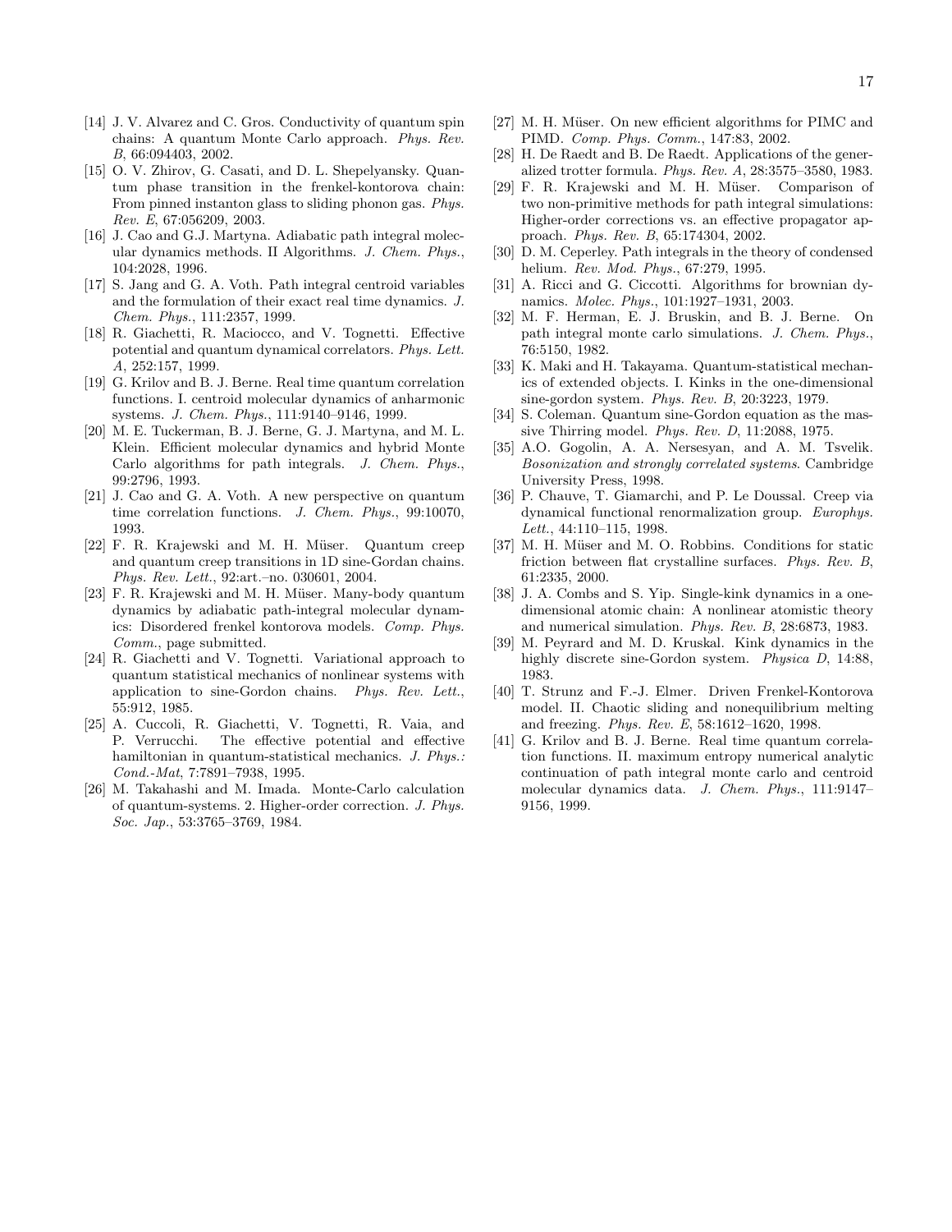[14] J. V. Alvarez and C. Gros. Conductivity of quantum spin chains: A quantum Monte Carlo approach. *Phys. Rev. B*, 66:094403, 2002.

[15] O. V. Zhirov, G. Casati, and D. L. Shepelyansky. Quantum phase transition in the frenkel-kontorova chain: From pinned instanton glass to sliding phonon gas. *Phys. Rev. E*, 67:056209, 2003.

[16] J. Cao and G.J. Martyna. Adiabatic path integral molecular dynamics methods. II Algorithms. *J. Chem. Phys.*, 104:2028, 1996.

[17] S. Jang and G. A. Voth. Path integral centroid variables and the formulation of their exact real time dynamics. *J. Chem. Phys.*, 111:2357, 1999.

[18] R. Giachetti, R. Maciocco, and V. Tognetti. Effective potential and quantum dynamical correlators. *Phys. Lett. A*, 252:157, 1999.

[19] G. Krilov and B. J. Berne. Real time quantum correlation functions. I. centroid molecular dynamics of anharmonic systems. *J. Chem. Phys.*, 111:9140–9146, 1999.

[20] M. E. Tuckerman, B. J. Berne, G. J. Martyna, and M. L. Klein. Efficient molecular dynamics and hybrid Monte Carlo algorithms for path integrals. *J. Chem. Phys.*, 99:2796, 1993.

[21] J. Cao and G. A. Voth. A new perspective on quantum time correlation functions. *J. Chem. Phys.*, 99:10070, 1993.

[22] F. R. Krajewski and M. H. Müser. Quantum creep and quantum creep transitions in 1D sine-Gordan chains. *Phys. Rev. Lett.*, 92:art.–no. 030601, 2004.

[23] F. R. Krajewski and M. H. Müser. Many-body quantum dynamics by adiabatic path-integral molecular dynamics: Disordered frenkel kontorova models. *Comp. Phys. Comm.*, page submitted.

[24] R. Giachetti and V. Tognetti. Variational approach to quantum statistical mechanics of nonlinear systems with application to sine-Gordon chains. *Phys. Rev. Lett.*, 55:912, 1985.

[25] A. Cuccoli, R. Giachetti, V. Tognetti, R. Vaia, and P. Verrucchi. The effective potential and effective hamiltonian in quantum-statistical mechanics. *J. Phys.: Cond.-Mat*, 7:7891–7938, 1995.

[26] M. Takahashi and M. Imada. Monte-Carlo calculation of quantum-systems. 2. Higher-order correction. *J. Phys. Soc. Jap.*, 53:3765–3769, 1984.

[27] M. H. Müser. On new efficient algorithms for PIMC and PIMD. *Comp. Phys. Comm.*, 147:83, 2002.

[28] H. De Raedt and B. De Raedt. Applications of the generalized trotter formula. *Phys. Rev. A*, 28:3575–3580, 1983.

[29] F. R. Krajewski and M. H. Müser. Comparison of two non-primitive methods for path integral simulations: Higher-order corrections vs. an effective propagator approach. *Phys. Rev. B*, 65:174304, 2002.

[30] D. M. Ceperley. Path integrals in the theory of condensed helium. *Rev. Mod. Phys.*, 67:279, 1995.

[31] A. Ricci and G. Ciccotti. Algorithms for brownian dynamics. *Molec. Phys.*, 101:1927–1931, 2003.

[32] M. F. Herman, E. J. Bruskin, and B. J. Berne. On path integral monte carlo simulations. *J. Chem. Phys.*, 76:5150, 1982.

[33] K. Maki and H. Takayama. Quantum-statistical mechanics of extended objects. I. Kinks in the one-dimensional sine-gordon system. *Phys. Rev. B*, 20:3223, 1979.

[34] S. Coleman. Quantum sine-Gordon equation as the massive Thirring model. *Phys. Rev. D*, 11:2088, 1975.

[35] A.O. Gogolin, A. A. Nersesyan, and A. M. Tsvelik. *Bosonization and strongly correlated systems*. Cambridge University Press, 1998.

[36] P. Chauve, T. Giamarchi, and P. Le Doussal. Creep via dynamical functional renormalization group. *Europhys. Lett.*, 44:110–115, 1998.

[37] M. H. Müser and M. O. Robbins. Conditions for static friction between flat crystalline surfaces. *Phys. Rev. B*, 61:2335, 2000.

[38] J. A. Combs and S. Yip. Single-kink dynamics in a one-dimensional atomic chain: A nonlinear atomistic theory and numerical simulation. *Phys. Rev. B*, 28:6873, 1983.

[39] M. Peyrard and M. D. Kruskal. Kink dynamics in the highly discrete sine-Gordon system. *Physica D*, 14:88, 1983.

[40] T. Strunz and F.-J. Elmer. Driven Frenkel-Kontorova model. II. Chaotic sliding and nonequilibrium melting and freezing. *Phys. Rev. E*, 58:1612–1620, 1998.

[41] G. Krilov and B. J. Berne. Real time quantum correlation functions. II. maximum entropy numerical analytic continuation of path integral monte carlo and centroid molecular dynamics data. *J. Chem. Phys.*, 111:9147–9156, 1999.